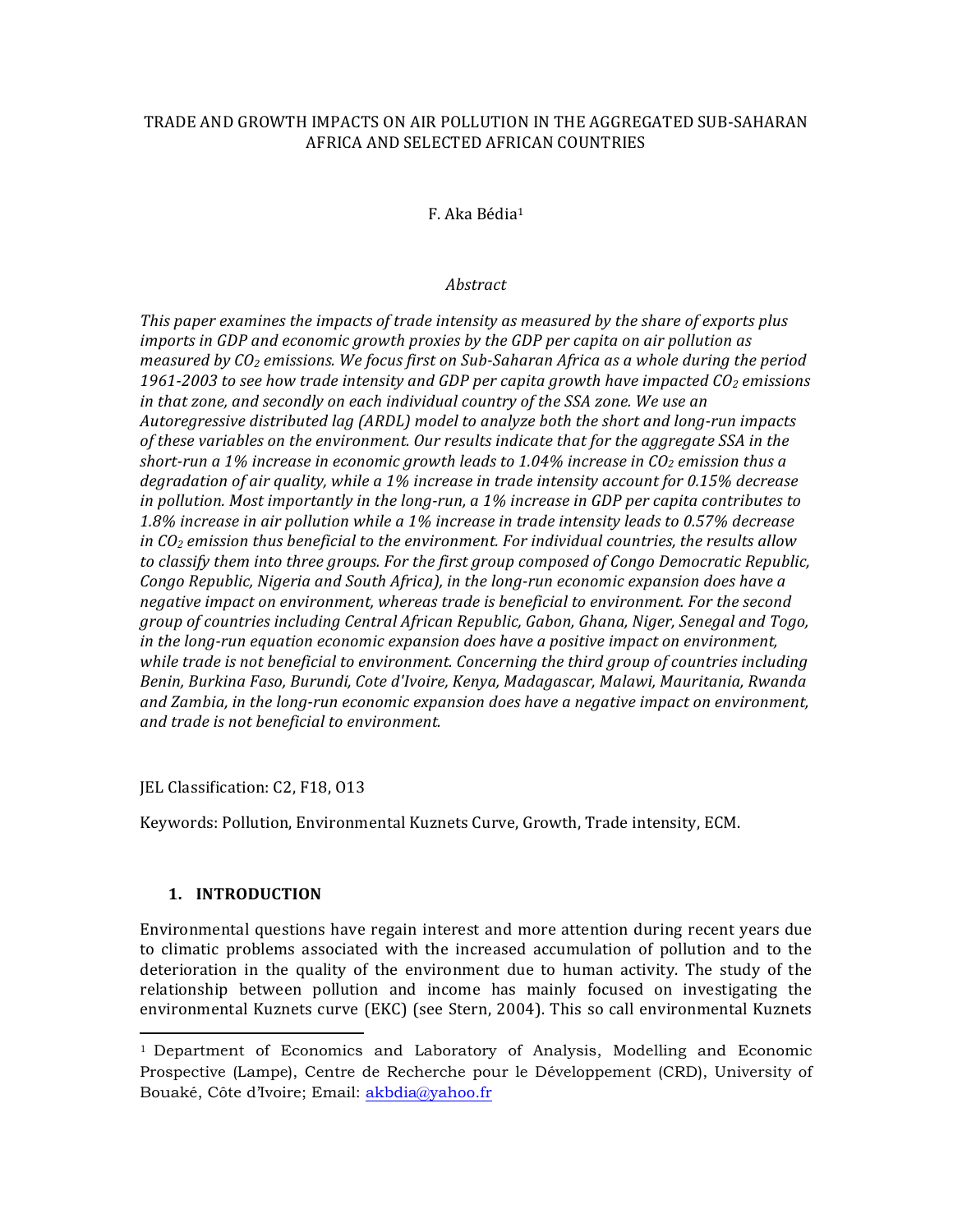# TRADE AND GROWTH IMPACTS ON AIR POLLUTION IN THE AGGREGATED SUB-SAHARAN AFRICA AND SELECTED AFRICAN COUNTRIES

F. Aka Bédia[1]

*Abstract*

*This paper examines the impacts of trade intensity as measured by the share of exports plus imports in GDP and economic growth proxies by the GDP per capita on air pollution as measured by $CO_2$ emissions. We focus first on Sub-Saharan Africa as a whole during the period 1961-2003 to see how trade intensity and GDP per capita growth have impacted $CO_2$ emissions in that zone, and secondly on each individual country of the SSA zone. We use an Autoregressive distributed lag (ARDL) model to analyze both the short and long-run impacts of these variables on the environment. Our results indicate that for the aggregate SSA in the short-run a 1% increase in economic growth leads to 1.04% increase in $CO_2$ emission thus a degradation of air quality, while a 1% increase in trade intensity account for 0.15% decrease in pollution. Most importantly in the long-run, a 1% increase in GDP per capita contributes to 1.8% increase in air pollution while a 1% increase in trade intensity leads to 0.57% decrease in $CO_2$ emission thus beneficial to the environment. For individual countries, the results allow to classify them into three groups. For the first group composed of Congo Democratic Republic, Congo Republic, Nigeria and South Africa), in the long-run economic expansion does have a negative impact on environment, whereas trade is beneficial to environment. For the second group of countries including Central African Republic, Gabon, Ghana, Niger, Senegal and Togo, in the long-run equation economic expansion does have a positive impact on environment, while trade is not beneficial to environment. Concerning the third group of countries including Benin, Burkina Faso, Burundi, Cote d'Ivoire, Kenya, Madagascar, Malawi, Mauritania, Rwanda and Zambia, in the long-run economic expansion does have a negative impact on environment, and trade is not beneficial to environment.*

JEL Classification: C2, F18, O13

Keywords: Pollution, Environmental Kuznets Curve, Growth, Trade intensity, ECM.

## 1. INTRODUCTION

Environmental questions have regain interest and more attention during recent years due to climatic problems associated with the increased accumulation of pollution and to the deterioration in the quality of the environment due to human activity. The study of the relationship between pollution and income has mainly focused on investigating the environmental Kuznets curve (EKC) (see Stern, 2004). This so call environmental Kuznets

---

[1] Department of Economics and Laboratory of Analysis, Modelling and Economic Prospective (Lampe), Centre de Recherche pour le Développement (CRD), University of Bouaké, Côte d'Ivoire; Email: akbdia@yahoo.fr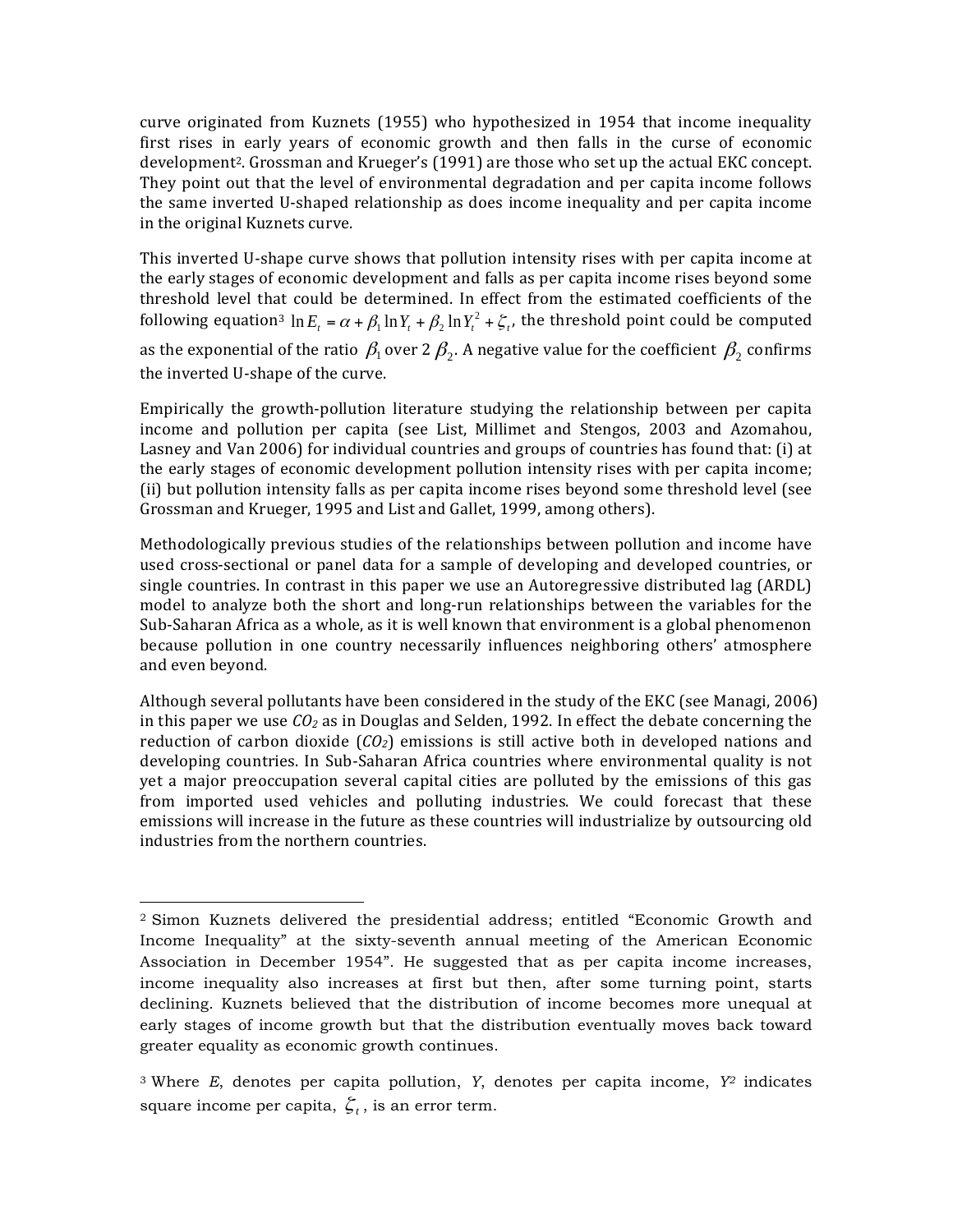curve originated from Kuznets (1955) who hypothesized in 1954 that income inequality first rises in early years of economic growth and then falls in the curse of economic development[2]. Grossman and Krueger's (1991) are those who set up the actual EKC concept. They point out that the level of environmental degradation and per capita income follows the same inverted U-shaped relationship as does income inequality and per capita income in the original Kuznets curve.

This inverted U-shape curve shows that pollution intensity rises with per capita income at the early stages of economic development and falls as per capita income rises beyond some threshold level that could be determined. In effect from the estimated coefficients of the following equation[3] $\ln E_t = \alpha + \beta_1 \ln Y_t + \beta_2 \ln Y_t^2 + \zeta_t$, the threshold point could be computed as the exponential of the ratio $\beta_1$ over 2 $\beta_2$. A negative value for the coefficient $\beta_2$ confirms the inverted U-shape of the curve.

Empirically the growth-pollution literature studying the relationship between per capita income and pollution per capita (see List, Millimet and Stengos, 2003 and Azomahou, Lasney and Van 2006) for individual countries and groups of countries has found that: (i) at the early stages of economic development pollution intensity rises with per capita income; (ii) but pollution intensity falls as per capita income rises beyond some threshold level (see Grossman and Krueger, 1995 and List and Gallet, 1999, among others).

Methodologically previous studies of the relationships between pollution and income have used cross-sectional or panel data for a sample of developing and developed countries, or single countries. In contrast in this paper we use an Autoregressive distributed lag (ARDL) model to analyze both the short and long-run relationships between the variables for the Sub-Saharan Africa as a whole, as it is well known that environment is a global phenomenon because pollution in one country necessarily influences neighboring others' atmosphere and even beyond.

Although several pollutants have been considered in the study of the EKC (see Managi, 2006) in this paper we use $CO_2$ as in Douglas and Selden, 1992. In effect the debate concerning the reduction of carbon dioxide ($CO_2$) emissions is still active both in developed nations and developing countries. In Sub-Saharan Africa countries where environmental quality is not yet a major preoccupation several capital cities are polluted by the emissions of this gas from imported used vehicles and polluting industries. We could forecast that these emissions will increase in the future as these countries will industrialize by outsourcing old industries from the northern countries.

---

[2] Simon Kuznets delivered the presidential address; entitled "Economic Growth and Income Inequality" at the sixty-seventh annual meeting of the American Economic Association in December 1954". He suggested that as per capita income increases, income inequality also increases at first but then, after some turning point, starts declining. Kuznets believed that the distribution of income becomes more unequal at early stages of income growth but that the distribution eventually moves back toward greater equality as economic growth continues.

[3] Where *E*, denotes per capita pollution, *Y*, denotes per capita income, $Y^2$ indicates square income per capita, $\zeta_t$, is an error term.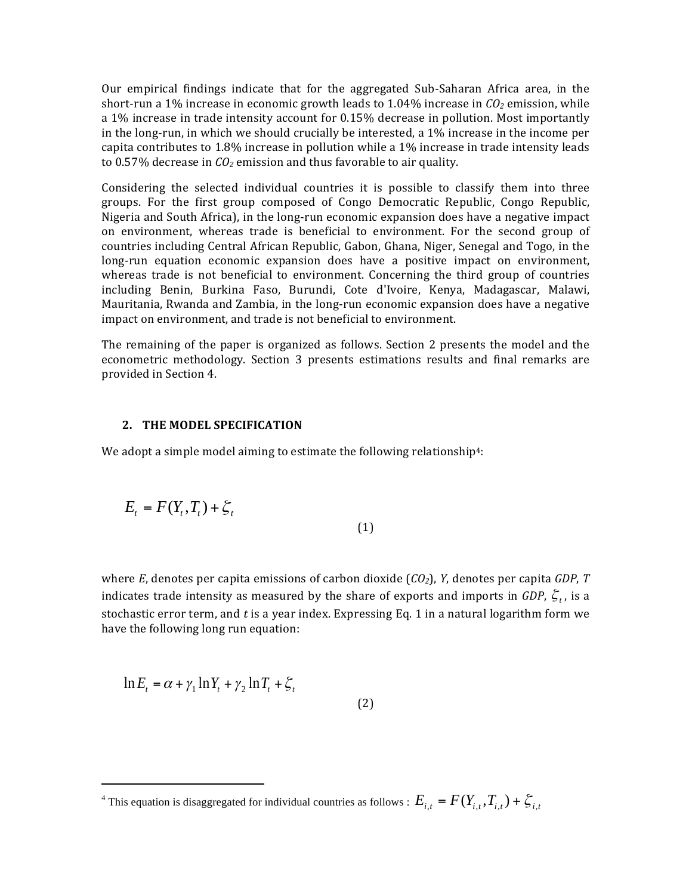Our empirical findings indicate that for the aggregated Sub-Saharan Africa area, in the short-run a 1% increase in economic growth leads to 1.04% increase in $CO_2$ emission, while a 1% increase in trade intensity account for 0.15% decrease in pollution. Most importantly in the long-run, in which we should crucially be interested, a 1% increase in the income per capita contributes to 1.8% increase in pollution while a 1% increase in trade intensity leads to 0.57% decrease in $CO_2$ emission and thus favorable to air quality.

Considering the selected individual countries it is possible to classify them into three groups. For the first group composed of Congo Democratic Republic, Congo Republic, Nigeria and South Africa), in the long-run economic expansion does have a negative impact on environment, whereas trade is beneficial to environment. For the second group of countries including Central African Republic, Gabon, Ghana, Niger, Senegal and Togo, in the long-run equation economic expansion does have a positive impact on environment, whereas trade is not beneficial to environment. Concerning the third group of countries including Benin, Burkina Faso, Burundi, Cote d'Ivoire, Kenya, Madagascar, Malawi, Mauritania, Rwanda and Zambia, in the long-run economic expansion does have a negative impact on environment, and trade is not beneficial to environment.

The remaining of the paper is organized as follows. Section 2 presents the model and the econometric methodology. Section 3 presents estimations results and final remarks are provided in Section 4.

## 2. THE MODEL SPECIFICATION

We adopt a simple model aiming to estimate the following relationship[4]:

$$E_t = F(Y_t, T_t) + \zeta_t \tag{1}$$

where $E$, denotes per capita emissions of carbon dioxide ($CO_2$), $Y$, denotes per capita $GDP$, $T$ indicates trade intensity as measured by the share of exports and imports in $GDP$, $\zeta_t$, is a stochastic error term, and $t$ is a year index. Expressing Eq. 1 in a natural logarithm form we have the following long run equation:

$$\ln E_t = \alpha + \gamma_1 \ln Y_t + \gamma_2 \ln T_t + \zeta_t \tag{2}$$

[4] This equation is disaggregated for individual countries as follows : $E_{i,t} = F(Y_{i,t}, T_{i,t}) + \zeta_{i,t}$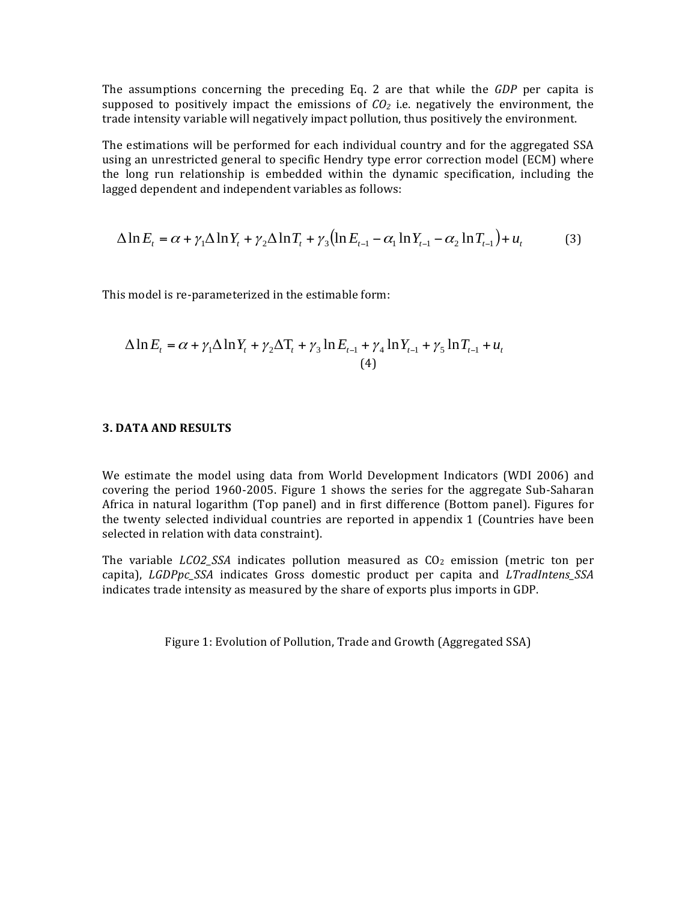The assumptions concerning the preceding Eq. 2 are that while the *GDP* per capita is supposed to positively impact the emissions of $CO_2$ i.e. negatively the environment, the trade intensity variable will negatively impact pollution, thus positively the environment.

The estimations will be performed for each individual country and for the aggregated SSA using an unrestricted general to specific Hendry type error correction model (ECM) where the long run relationship is embedded within the dynamic specification, including the lagged dependent and independent variables as follows:

$$\Delta \ln E_t = \alpha + \gamma_1 \Delta \ln Y_t + \gamma_2 \Delta \ln T_t + \gamma_3 \left( \ln E_{t-1} - \alpha_1 \ln Y_{t-1} - \alpha_2 \ln T_{t-1} \right) + u_t \tag{3}$$

This model is re-parameterized in the estimable form:

$$\Delta \ln E_t = \alpha + \gamma_1 \Delta \ln Y_t + \gamma_2 \Delta \mathrm{T}_t + \gamma_3 \ln E_{t-1} + \gamma_4 \ln Y_{t-1} + \gamma_5 \ln T_{t-1} + u_t \tag{4}$$

### 3. DATA AND RESULTS

We estimate the model using data from World Development Indicators (WDI 2006) and covering the period 1960-2005. Figure 1 shows the series for the aggregate Sub-Saharan Africa in natural logarithm (Top panel) and in first difference (Bottom panel). Figures for the twenty selected individual countries are reported in appendix 1 (Countries have been selected in relation with data constraint).

The variable *LCO2_SSA* indicates pollution measured as $CO_2$ emission (metric ton per capita), *LGDPpc_SSA* indicates Gross domestic product per capita and *LTradIntens_SSA* indicates trade intensity as measured by the share of exports plus imports in GDP.

Figure 1: Evolution of Pollution, Trade and Growth (Aggregated SSA)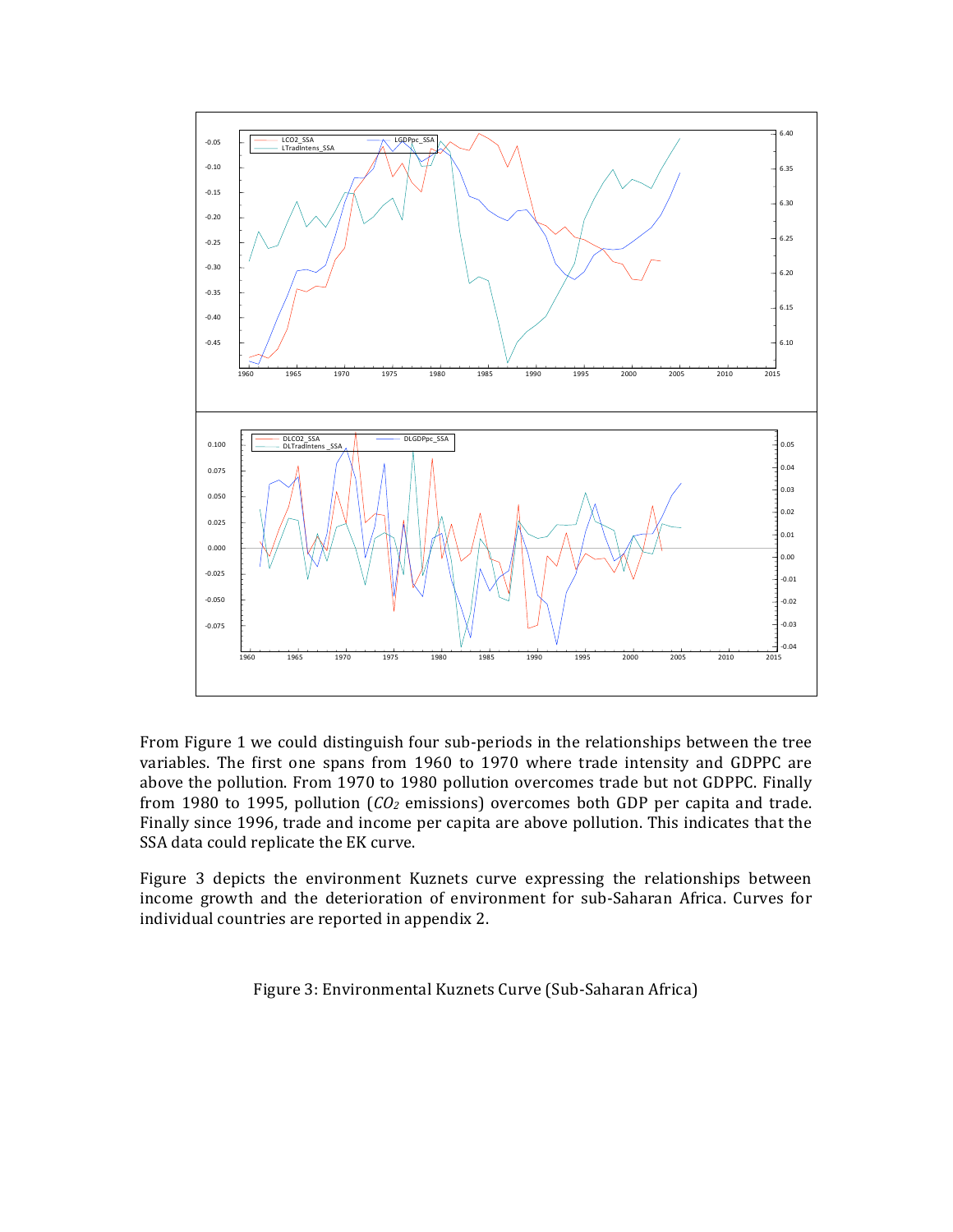From Figure 1 we could distinguish four sub-periods in the relationships between the tree variables. The first one spans from 1960 to 1970 where trade intensity and GDPPC are above the pollution. From 1970 to 1980 pollution overcomes trade but not GDPPC. Finally from 1980 to 1995, pollution ($CO_2$ emissions) overcomes both GDP per capita and trade. Finally since 1996, trade and income per capita are above pollution. This indicates that the SSA data could replicate the EK curve.

Figure 3 depicts the environment Kuznets curve expressing the relationships between income growth and the deterioration of environment for sub-Saharan Africa. Curves for individual countries are reported in appendix 2.

Figure 3: Environmental Kuznets Curve (Sub-Saharan Africa)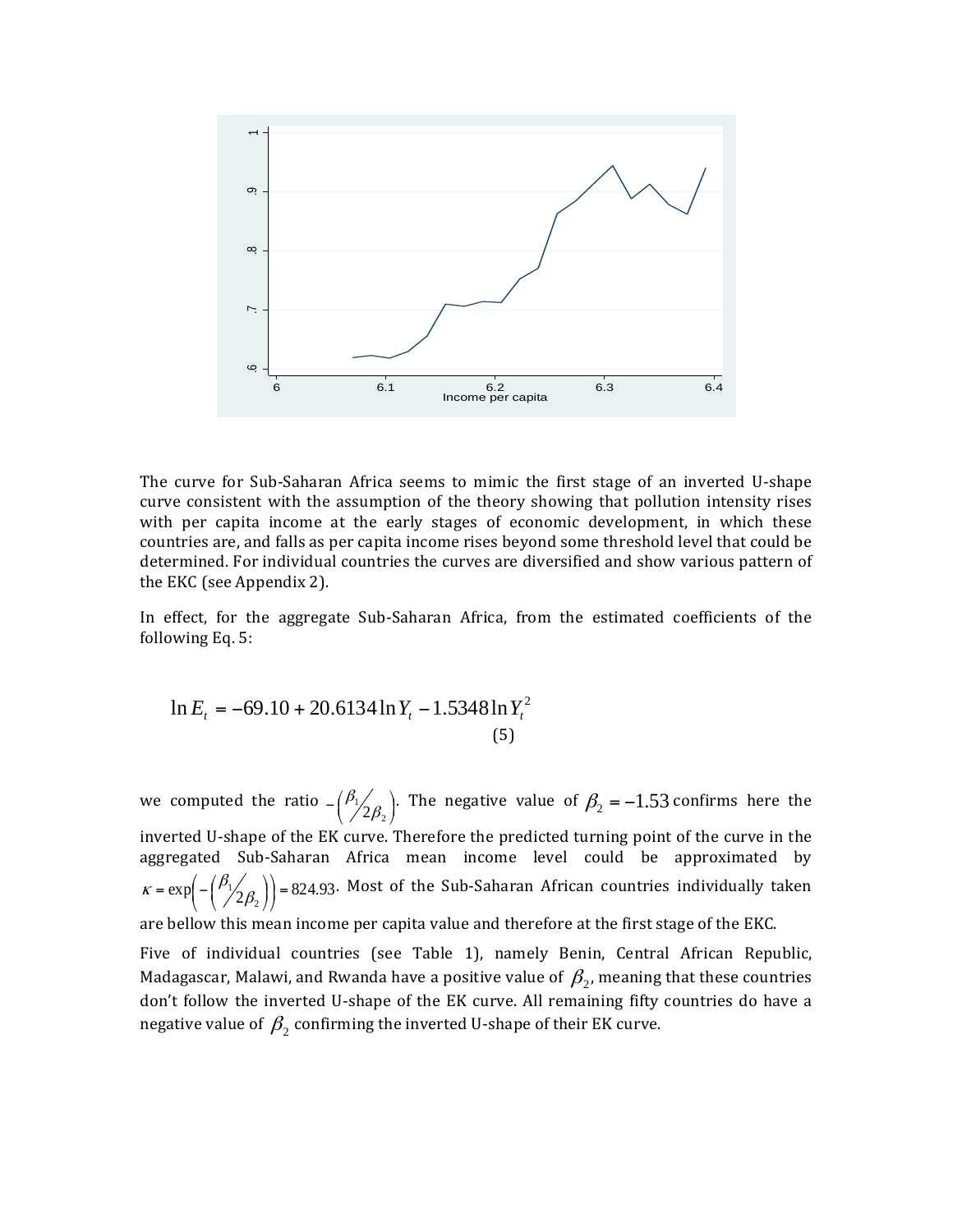The curve for Sub-Saharan Africa seems to mimic the first stage of an inverted U-shape curve consistent with the assumption of the theory showing that pollution intensity rises with per capita income at the early stages of economic development, in which these countries are, and falls as per capita income rises beyond some threshold level that could be determined. For individual countries the curves are diversified and show various pattern of the EKC (see Appendix 2).

In effect, for the aggregate Sub-Saharan Africa, from the estimated coefficients of the following Eq. 5:

$$\ln E_t = -69.10 + 20.6134 \ln Y_t - 1.5348 \ln Y_t^2 \quad (5)$$

we computed the ratio $-\left(\beta_1 / 2\beta_2\right)$. The negative value of $\beta_2 = -1.53$ confirms here the inverted U-shape of the EK curve. Therefore the predicted turning point of the curve in the aggregated Sub-Saharan Africa mean income level could be approximated by $\kappa = \exp\left(-\left(\beta_1 / 2\beta_2\right)\right) = 824.93$. Most of the Sub-Saharan African countries individually taken are bellow this mean income per capita value and therefore at the first stage of the EKC.

Five of individual countries (see Table 1), namely Benin, Central African Republic, Madagascar, Malawi, and Rwanda have a positive value of $\beta_2$, meaning that these countries don't follow the inverted U-shape of the EK curve. All remaining fifty countries do have a negative value of $\beta_2$ confirming the inverted U-shape of their EK curve.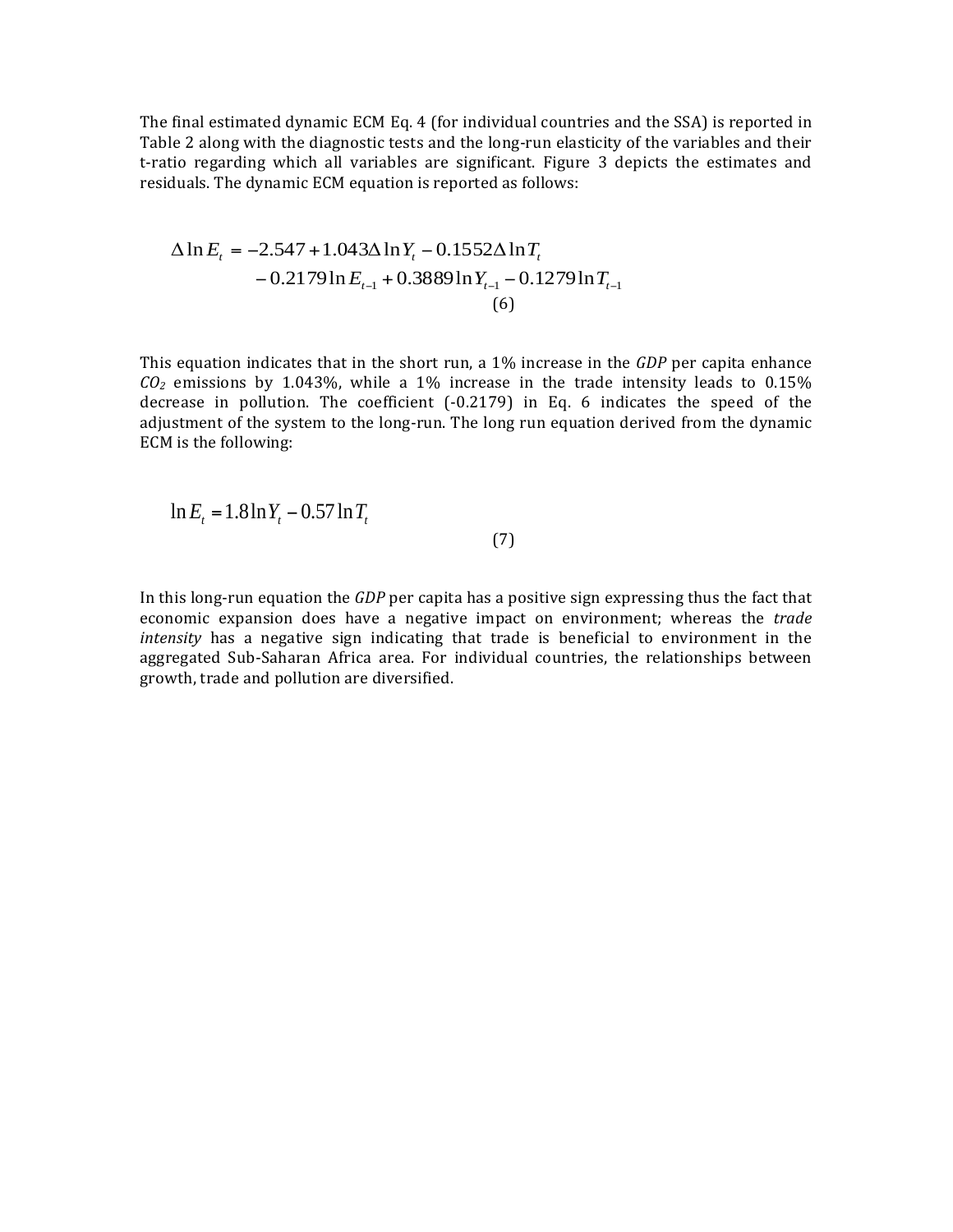The final estimated dynamic ECM Eq. 4 (for individual countries and the SSA) is reported in Table 2 along with the diagnostic tests and the long-run elasticity of the variables and their t-ratio regarding which all variables are significant. Figure 3 depicts the estimates and residuals. The dynamic ECM equation is reported as follows:

$$\begin{aligned}\Delta \ln E_t = &-2.547 + 1.043 \Delta \ln Y_t - 0.1552 \Delta \ln T_t \\ &- 0.2179 \ln E_{t-1} + 0.3889 \ln Y_{t-1} - 0.1279 \ln T_{t-1}\end{aligned} \tag{6}$$

This equation indicates that in the short run, a 1% increase in the *GDP* per capita enhance $CO_2$ emissions by 1.043%, while a 1% increase in the trade intensity leads to 0.15% decrease in pollution. The coefficient (-0.2179) in Eq. 6 indicates the speed of the adjustment of the system to the long-run. The long run equation derived from the dynamic ECM is the following:

$$\ln E_t = 1.8 \ln Y_t - 0.57 \ln T_t \tag{7}$$

In this long-run equation the *GDP* per capita has a positive sign expressing thus the fact that economic expansion does have a negative impact on environment; whereas the *trade intensity* has a negative sign indicating that trade is beneficial to environment in the aggregated Sub-Saharan Africa area. For individual countries, the relationships between growth, trade and pollution are diversified.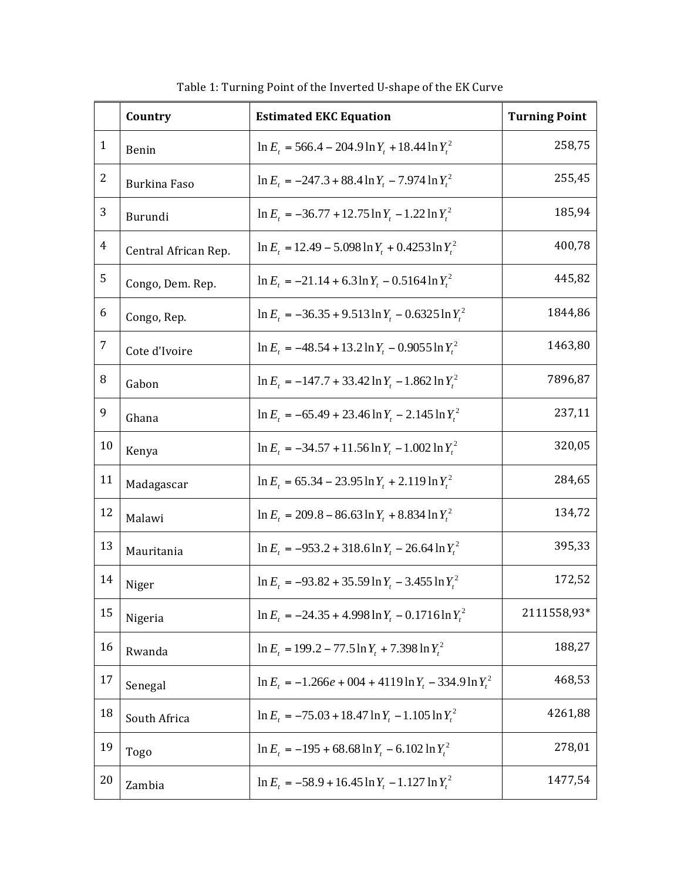Table 1: Turning Point of the Inverted U-shape of the EK Curve

| | Country | Estimated EKC Equation | Turning Point |
|---|---|---|---|
| 1 | Benin | $\ln E_t = 566.4 - 204.9 \ln Y_t + 18.44 \ln Y_t^2$ | 258,75 |
| 2 | Burkina Faso | $\ln E_t = -247.3 + 88.4 \ln Y_t - 7.974 \ln Y_t^2$ | 255,45 |
| 3 | Burundi | $\ln E_t = -36.77 + 12.75 \ln Y_t - 1.22 \ln Y_t^2$ | 185,94 |
| 4 | Central African Rep. | $\ln E_t = 12.49 - 5.098 \ln Y_t + 0.4253 \ln Y_t^2$ | 400,78 |
| 5 | Congo, Dem. Rep. | $\ln E_t = -21.14 + 6.3 \ln Y_t - 0.5164 \ln Y_t^2$ | 445,82 |
| 6 | Congo, Rep. | $\ln E_t = -36.35 + 9.513 \ln Y_t - 0.6325 \ln Y_t^2$ | 1844,86 |
| 7 | Cote d'Ivoire | $\ln E_t = -48.54 + 13.2 \ln Y_t - 0.9055 \ln Y_t^2$ | 1463,80 |
| 8 | Gabon | $\ln E_t = -147.7 + 33.42 \ln Y_t - 1.862 \ln Y_t^2$ | 7896,87 |
| 9 | Ghana | $\ln E_t = -65.49 + 23.46 \ln Y_t - 2.145 \ln Y_t^2$ | 237,11 |
| 10 | Kenya | $\ln E_t = -34.57 + 11.56 \ln Y_t - 1.002 \ln Y_t^2$ | 320,05 |
| 11 | Madagascar | $\ln E_t = 65.34 - 23.95 \ln Y_t + 2.119 \ln Y_t^2$ | 284,65 |
| 12 | Malawi | $\ln E_t = 209.8 - 86.63 \ln Y_t + 8.834 \ln Y_t^2$ | 134,72 |
| 13 | Mauritania | $\ln E_t = -953.2 + 318.6 \ln Y_t - 26.64 \ln Y_t^2$ | 395,33 |
| 14 | Niger | $\ln E_t = -93.82 + 35.59 \ln Y_t - 3.455 \ln Y_t^2$ | 172,52 |
| 15 | Nigeria | $\ln E_t = -24.35 + 4.998 \ln Y_t - 0.1716 \ln Y_t^2$ | 2111558,93* |
| 16 | Rwanda | $\ln E_t = 199.2 - 77.5 \ln Y_t + 7.398 \ln Y_t^2$ | 188,27 |
| 17 | Senegal | $\ln E_t = -1.266e+004 + 4119 \ln Y_t - 334.9 \ln Y_t^2$ | 468,53 |
| 18 | South Africa | $\ln E_t = -75.03 + 18.47 \ln Y_t - 1.105 \ln Y_t^2$ | 4261,88 |
| 19 | Togo | $\ln E_t = -195 + 68.68 \ln Y_t - 6.102 \ln Y_t^2$ | 278,01 |
| 20 | Zambia | $\ln E_t = -58.9 + 16.45 \ln Y_t - 1.127 \ln Y_t^2$ | 1477,54 |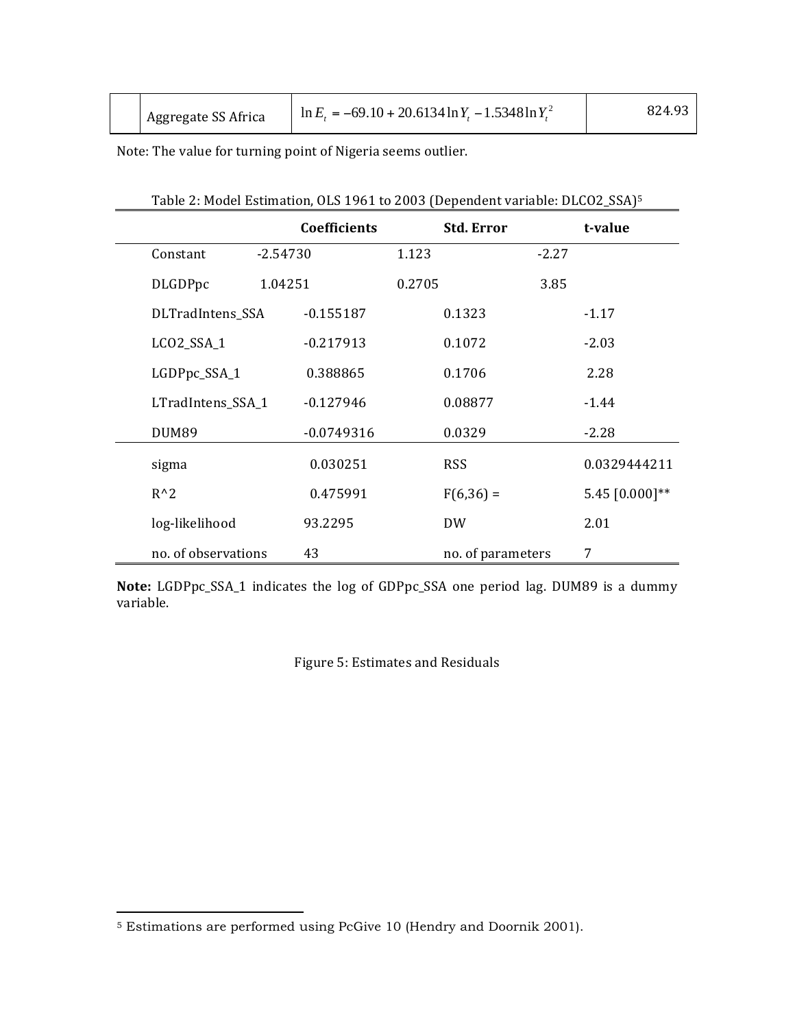|  | Aggregate SS Africa | $\ln E_t = -69.10 + 20.6134 \ln Y_t - 1.5348 \ln Y_t^2$ | 824.93 |
|---|---|---|---|

Note: The value for turning point of Nigeria seems outlier.

Table 2: Model Estimation, OLS 1961 to 2003 (Dependent variable: DLCO2_SSA)[5]

|  | Coefficients | Std. Error | t-value |
|---|---|---|---|
| Constant | -2.54730 | 1.123 | -2.27 |
| DLGDPpc | 1.04251 | 0.2705 | 3.85 |
| DLTradIntens_SSA | -0.155187 | 0.1323 | -1.17 |
| LCO2_SSA_1 | -0.217913 | 0.1072 | -2.03 |
| LGDPpc_SSA_1 | 0.388865 | 0.1706 | 2.28 |
| LTradIntens_SSA_1 | -0.127946 | 0.08877 | -1.44 |
| DUM89 | -0.0749316 | 0.0329 | -2.28 |
| sigma | 0.030251 | RSS | 0.0329444211 |
| R^2 | 0.475991 | F(6,36) = | 5.45 [0.000]** |
| log-likelihood | 93.2295 | DW | 2.01 |
| no. of observations | 43 | no. of parameters | 7 |

**Note:** LGDPpc_SSA_1 indicates the log of GDPpc_SSA one period lag. DUM89 is a dummy variable.

Figure 5: Estimates and Residuals

[5] Estimations are performed using PcGive 10 (Hendry and Doornik 2001).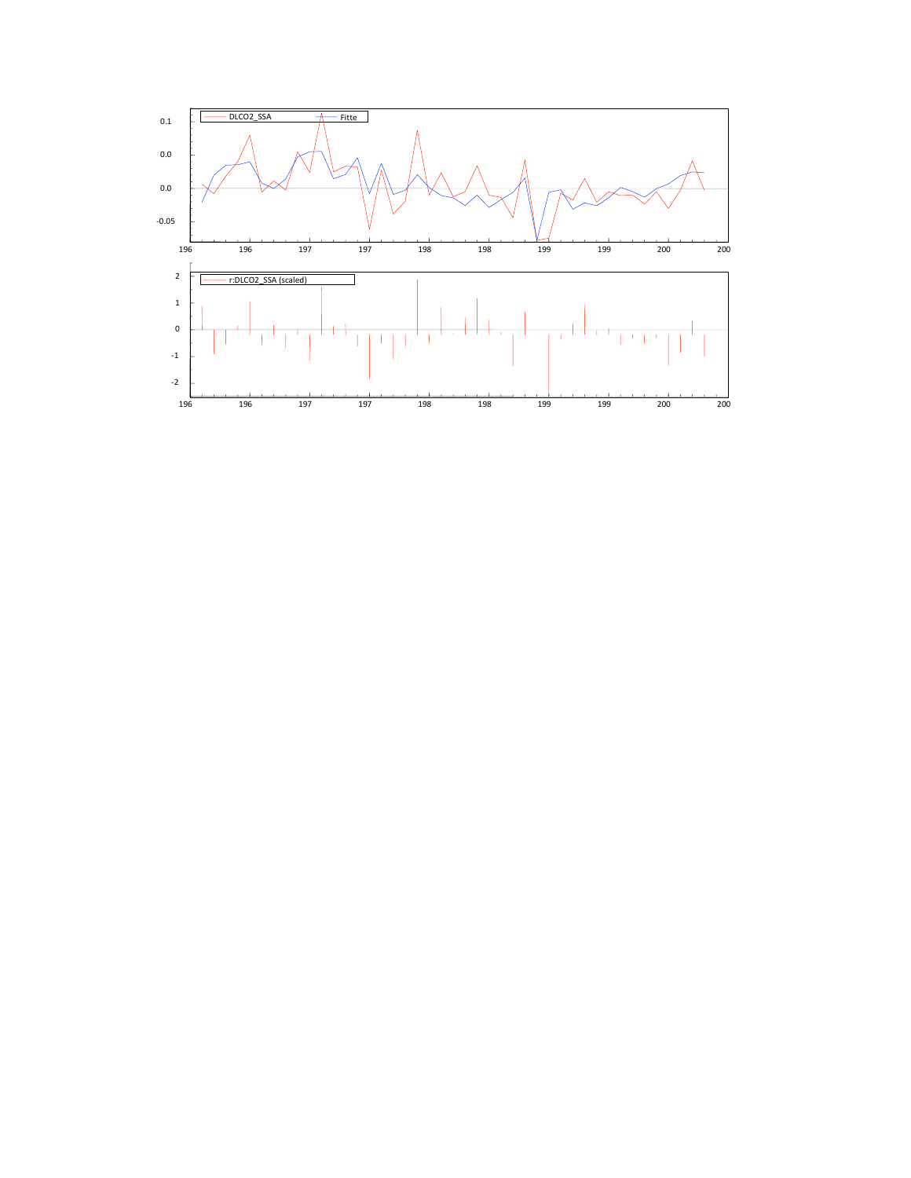| DLCO2_SSA | Fitte |
| --- | --- |

0.1

0.0

0.0

-0.05

196 196 197 197 198 198 199 199 200 200

r:DLCO2_SSA (scaled)

2

1

0

-1

-2

196 196 197 197 198 198 199 199 200 200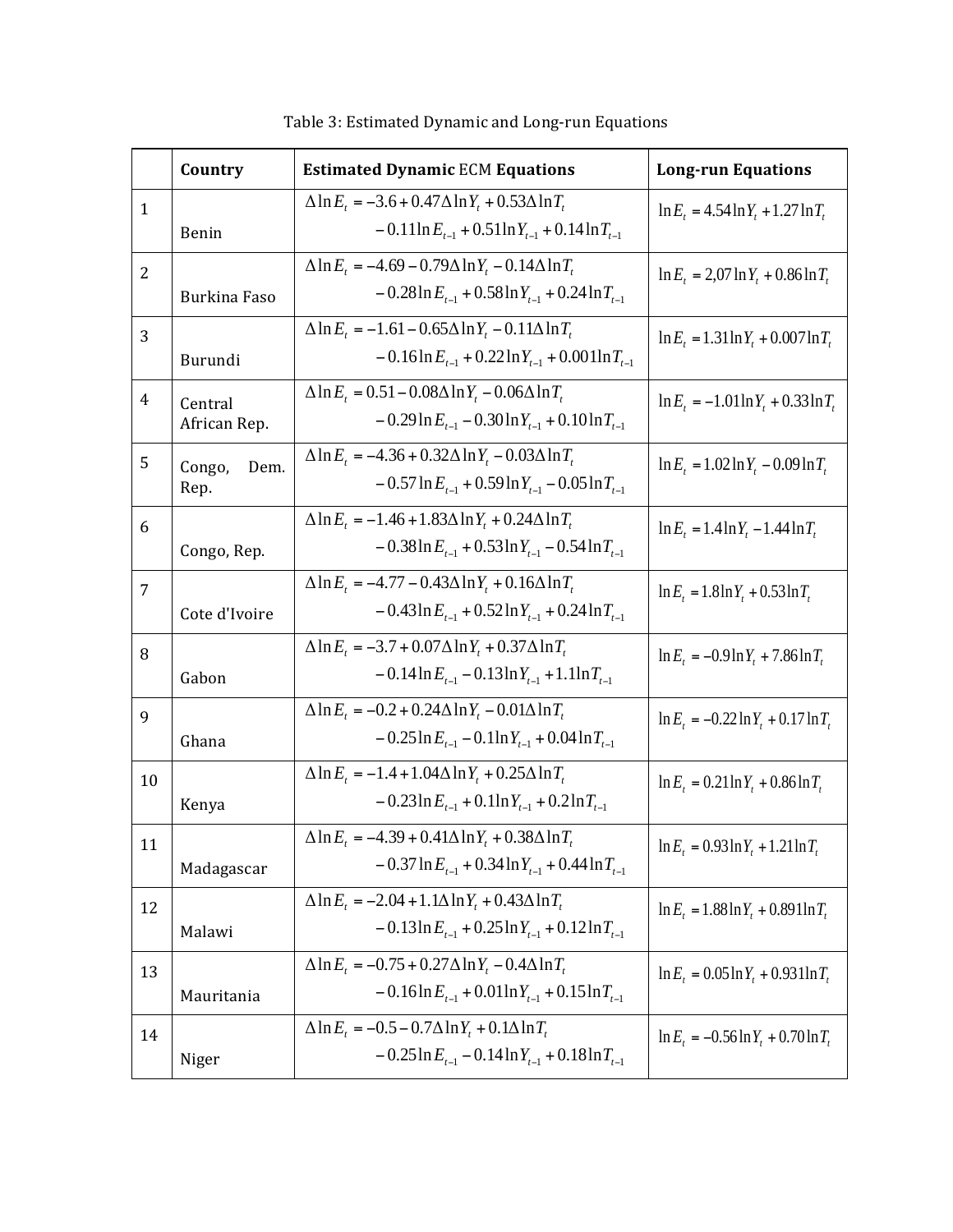Table 3: Estimated Dynamic and Long-run Equations

| | Country | Estimated Dynamic ECM Equations | Long-run Equations |
|---|---|---|---|
| 1 | Benin | $\Delta \ln E_t = -3.6 + 0.47\Delta \ln Y_t + 0.53\Delta \ln T_t - 0.11\ln E_{t-1} + 0.51\ln Y_{t-1} + 0.14\ln T_{t-1}$ | $\ln E_t = 4.54\ln Y_t + 1.27\ln T_t$ |
| 2 | Burkina Faso | $\Delta \ln E_t = -4.69 - 0.79\Delta \ln Y_t - 0.14\Delta \ln T_t - 0.28\ln E_{t-1} + 0.58\ln Y_{t-1} + 0.24\ln T_{t-1}$ | $\ln E_t = 2{,}07\ln Y_t + 0.86\ln T_t$ |
| 3 | Burundi | $\Delta \ln E_t = -1.61 - 0.65\Delta \ln Y_t - 0.11\Delta \ln T_t - 0.16\ln E_{t-1} + 0.22\ln Y_{t-1} + 0.001\ln T_{t-1}$ | $\ln E_t = 1.31\ln Y_t + 0.007\ln T_t$ |
| 4 | Central African Rep. | $\Delta \ln E_t = 0.51 - 0.08\Delta \ln Y_t - 0.06\Delta \ln T_t - 0.29\ln E_{t-1} - 0.30\ln Y_{t-1} + 0.10\ln T_{t-1}$ | $\ln E_t = -1.01\ln Y_t + 0.33\ln T_t$ |
| 5 | Congo, Dem. Rep. | $\Delta \ln E_t = -4.36 + 0.32\Delta \ln Y_t - 0.03\Delta \ln T_t - 0.57\ln E_{t-1} + 0.59\ln Y_{t-1} - 0.05\ln T_{t-1}$ | $\ln E_t = 1.02\ln Y_t - 0.09\ln T_t$ |
| 6 | Congo, Rep. | $\Delta \ln E_t = -1.46 + 1.83\Delta \ln Y_t + 0.24\Delta \ln T_t - 0.38\ln E_{t-1} + 0.53\ln Y_{t-1} - 0.54\ln T_{t-1}$ | $\ln E_t = 1.4\ln Y_t - 1.44\ln T_t$ |
| 7 | Cote d'Ivoire | $\Delta \ln E_t = -4.77 - 0.43\Delta \ln Y_t + 0.16\Delta \ln T_t - 0.43\ln E_{t-1} + 0.52\ln Y_{t-1} + 0.24\ln T_{t-1}$ | $\ln E_t = 1.8\ln Y_t + 0.53\ln T_t$ |
| 8 | Gabon | $\Delta \ln E_t = -3.7 + 0.07\Delta \ln Y_t + 0.37\Delta \ln T_t - 0.14\ln E_{t-1} - 0.13\ln Y_{t-1} + 1.1\ln T_{t-1}$ | $\ln E_t = -0.9\ln Y_t + 7.86\ln T_t$ |
| 9 | Ghana | $\Delta \ln E_t = -0.2 + 0.24\Delta \ln Y_t - 0.01\Delta \ln T_t - 0.25\ln E_{t-1} - 0.1\ln Y_{t-1} + 0.04\ln T_{t-1}$ | $\ln E_t = -0.22\ln Y_t + 0.17\ln T_t$ |
| 10 | Kenya | $\Delta \ln E_t = -1.4 + 1.04\Delta \ln Y_t + 0.25\Delta \ln T_t - 0.23\ln E_{t-1} + 0.1\ln Y_{t-1} + 0.2\ln T_{t-1}$ | $\ln E_t = 0.21\ln Y_t + 0.86\ln T_t$ |
| 11 | Madagascar | $\Delta \ln E_t = -4.39 + 0.41\Delta \ln Y_t + 0.38\Delta \ln T_t - 0.37\ln E_{t-1} + 0.34\ln Y_{t-1} + 0.44\ln T_{t-1}$ | $\ln E_t = 0.93\ln Y_t + 1.21\ln T_t$ |
| 12 | Malawi | $\Delta \ln E_t = -2.04 + 1.1\Delta \ln Y_t + 0.43\Delta \ln T_t - 0.13\ln E_{t-1} + 0.25\ln Y_{t-1} + 0.12\ln T_{t-1}$ | $\ln E_t = 1.88\ln Y_t + 0.891\ln T_t$ |
| 13 | Mauritania | $\Delta \ln E_t = -0.75 + 0.27\Delta \ln Y_t - 0.4\Delta \ln T_t - 0.16\ln E_{t-1} + 0.01\ln Y_{t-1} + 0.15\ln T_{t-1}$ | $\ln E_t = 0.05\ln Y_t + 0.931\ln T_t$ |
| 14 | Niger | $\Delta \ln E_t = -0.5 - 0.7\Delta \ln Y_t + 0.1\Delta \ln T_t - 0.25\ln E_{t-1} - 0.14\ln Y_{t-1} + 0.18\ln T_{t-1}$ | $\ln E_t = -0.56\ln Y_t + 0.70\ln T_t$ |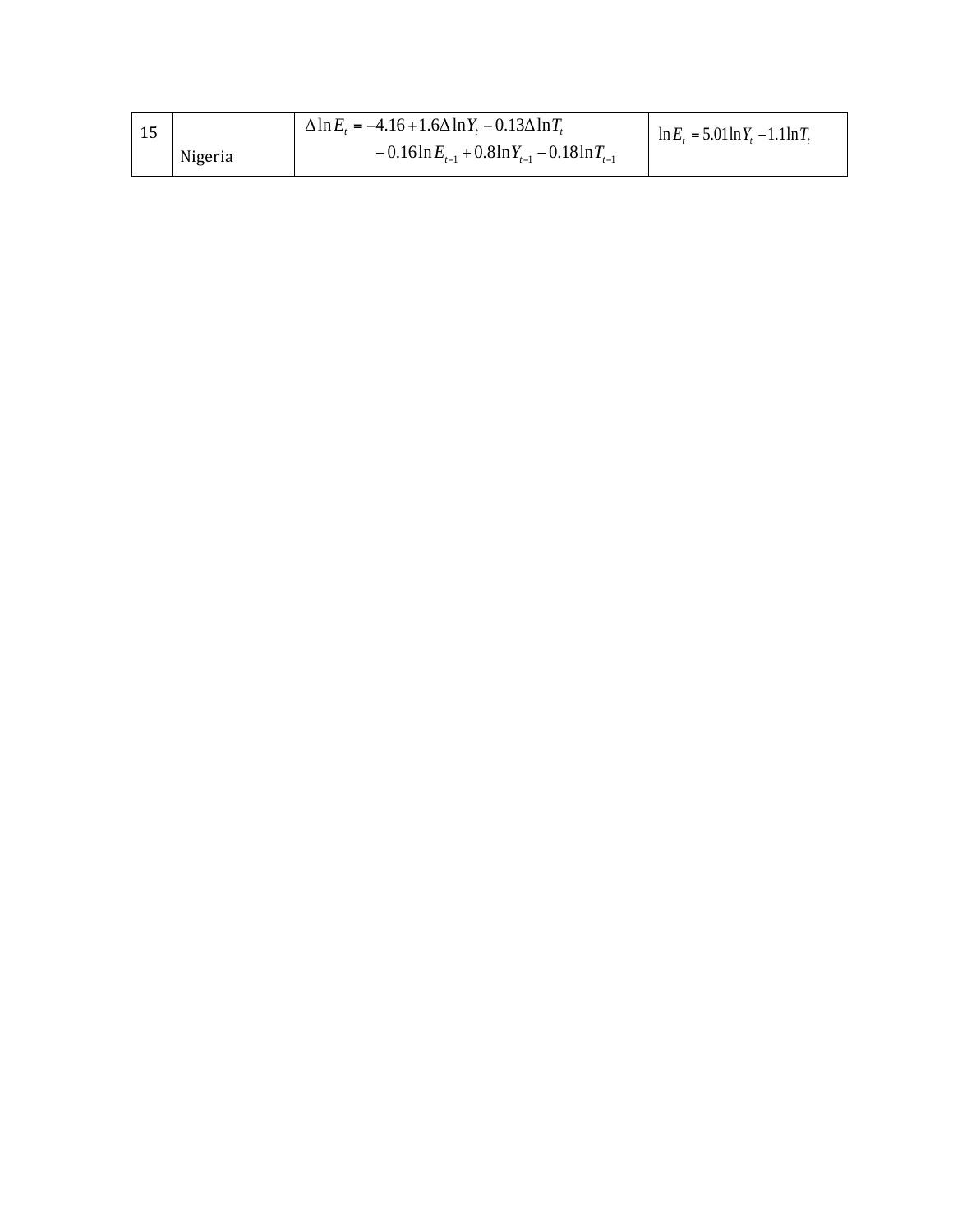| | | | |
|---|---|---|---|
| 15 | Nigeria | $\Delta \ln E_t = -4.16 + 1.6\Delta \ln Y_t - 0.13\Delta \ln T_t - 0.16\ln E_{t-1} + 0.8\ln Y_{t-1} - 0.18\ln T_{t-1}$ | $\ln E_t = 5.01\ln Y_t - 1.1\ln T_t$ |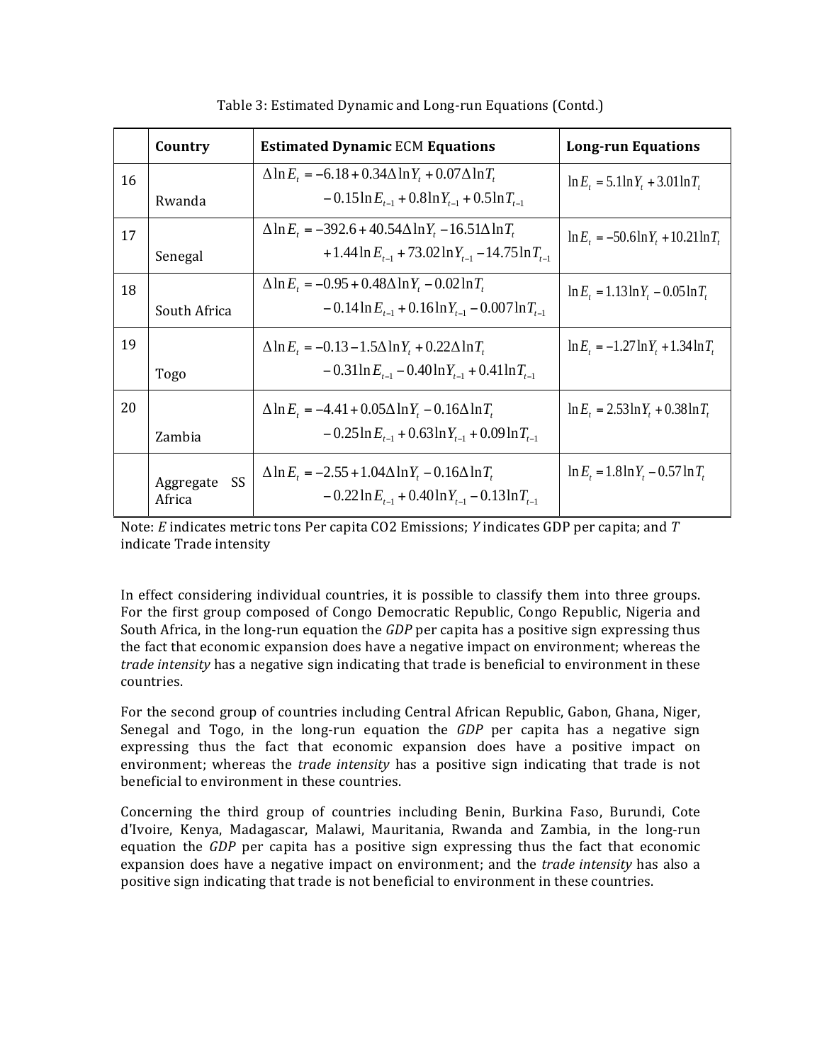Table 3: Estimated Dynamic and Long-run Equations (Contd.)

| | Country | Estimated Dynamic ECM Equations | Long-run Equations |
|---|---|---|---|
| 16 | Rwanda | $\Delta \ln E_t = -6.18 + 0.34\Delta \ln Y_t + 0.07\Delta \ln T_t - 0.15\ln E_{t-1} + 0.8\ln Y_{t-1} + 0.5\ln T_{t-1}$ | $\ln E_t = 5.1\ln Y_t + 3.01\ln T_t$ |
| 17 | Senegal | $\Delta \ln E_t = -392.6 + 40.54\Delta \ln Y_t - 16.51\Delta \ln T_t + 1.44\ln E_{t-1} + 73.02\ln Y_{t-1} - 14.75\ln T_{t-1}$ | $\ln E_t = -50.6\ln Y_t + 10.21\ln T_t$ |
| 18 | South Africa | $\Delta \ln E_t = -0.95 + 0.48\Delta \ln Y_t - 0.02\ln T_t - 0.14\ln E_{t-1} + 0.16\ln Y_{t-1} - 0.007\ln T_{t-1}$ | $\ln E_t = 1.13\ln Y_t - 0.05\ln T_t$ |
| 19 | Togo | $\Delta \ln E_t = -0.13 - 1.5\Delta \ln Y_t + 0.22\Delta \ln T_t - 0.31\ln E_{t-1} - 0.40\ln Y_{t-1} + 0.41\ln T_{t-1}$ | $\ln E_t = -1.27\ln Y_t + 1.34\ln T_t$ |
| 20 | Zambia | $\Delta \ln E_t = -4.41 + 0.05\Delta \ln Y_t - 0.16\Delta \ln T_t - 0.25\ln E_{t-1} + 0.63\ln Y_{t-1} + 0.09\ln T_{t-1}$ | $\ln E_t = 2.53\ln Y_t + 0.38\ln T_t$ |
| | Aggregate SS Africa | $\Delta \ln E_t = -2.55 + 1.04\Delta \ln Y_t - 0.16\Delta \ln T_t - 0.22\ln E_{t-1} + 0.40\ln Y_{t-1} - 0.13\ln T_{t-1}$ | $\ln E_t = 1.8\ln Y_t - 0.57\ln T_t$ |

Note: *E* indicates metric tons Per capita CO2 Emissions; *Y* indicates GDP per capita; and *T* indicate Trade intensity

In effect considering individual countries, it is possible to classify them into three groups. For the first group composed of Congo Democratic Republic, Congo Republic, Nigeria and South Africa, in the long-run equation the *GDP* per capita has a positive sign expressing thus the fact that economic expansion does have a negative impact on environment; whereas the *trade intensity* has a negative sign indicating that trade is beneficial to environment in these countries.

For the second group of countries including Central African Republic, Gabon, Ghana, Niger, Senegal and Togo, in the long-run equation the *GDP* per capita has a negative sign expressing thus the fact that economic expansion does have a positive impact on environment; whereas the *trade intensity* has a positive sign indicating that trade is not beneficial to environment in these countries.

Concerning the third group of countries including Benin, Burkina Faso, Burundi, Cote d'Ivoire, Kenya, Madagascar, Malawi, Mauritania, Rwanda and Zambia, in the long-run equation the *GDP* per capita has a positive sign expressing thus the fact that economic expansion does have a negative impact on environment; and the *trade intensity* has also a positive sign indicating that trade is not beneficial to environment in these countries.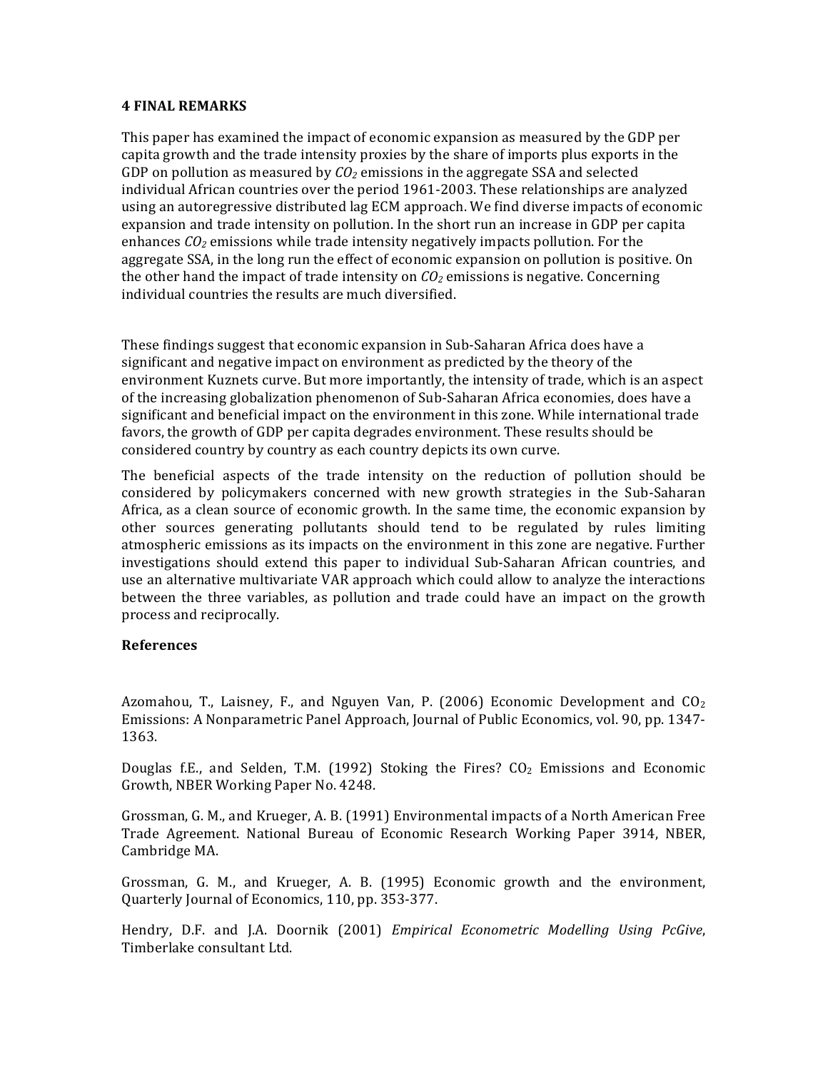## 4 FINAL REMARKS

This paper has examined the impact of economic expansion as measured by the GDP per capita growth and the trade intensity proxies by the share of imports plus exports in the GDP on pollution as measured by $CO_2$ emissions in the aggregate SSA and selected individual African countries over the period 1961-2003. These relationships are analyzed using an autoregressive distributed lag ECM approach. We find diverse impacts of economic expansion and trade intensity on pollution. In the short run an increase in GDP per capita enhances $CO_2$ emissions while trade intensity negatively impacts pollution. For the aggregate SSA, in the long run the effect of economic expansion on pollution is positive. On the other hand the impact of trade intensity on $CO_2$ emissions is negative. Concerning individual countries the results are much diversified.

These findings suggest that economic expansion in Sub-Saharan Africa does have a significant and negative impact on environment as predicted by the theory of the environment Kuznets curve. But more importantly, the intensity of trade, which is an aspect of the increasing globalization phenomenon of Sub-Saharan Africa economies, does have a significant and beneficial impact on the environment in this zone. While international trade favors, the growth of GDP per capita degrades environment. These results should be considered country by country as each country depicts its own curve.

The beneficial aspects of the trade intensity on the reduction of pollution should be considered by policymakers concerned with new growth strategies in the Sub-Saharan Africa, as a clean source of economic growth. In the same time, the economic expansion by other sources generating pollutants should tend to be regulated by rules limiting atmospheric emissions as its impacts on the environment in this zone are negative. Further investigations should extend this paper to individual Sub-Saharan African countries, and use an alternative multivariate VAR approach which could allow to analyze the interactions between the three variables, as pollution and trade could have an impact on the growth process and reciprocally.

### References

Azomahou, T., Laisney, F., and Nguyen Van, P. (2006) Economic Development and $CO_2$ Emissions: A Nonparametric Panel Approach, Journal of Public Economics, vol. 90, pp. 1347-1363.

Douglas f.E., and Selden, T.M. (1992) Stoking the Fires? $CO_2$ Emissions and Economic Growth, NBER Working Paper No. 4248.

Grossman, G. M., and Krueger, A. B. (1991) Environmental impacts of a North American Free Trade Agreement. National Bureau of Economic Research Working Paper 3914, NBER, Cambridge MA.

Grossman, G. M., and Krueger, A. B. (1995) Economic growth and the environment, Quarterly Journal of Economics, 110, pp. 353-377.

Hendry, D.F. and J.A. Doornik (2001) *Empirical Econometric Modelling Using PcGive*, Timberlake consultant Ltd.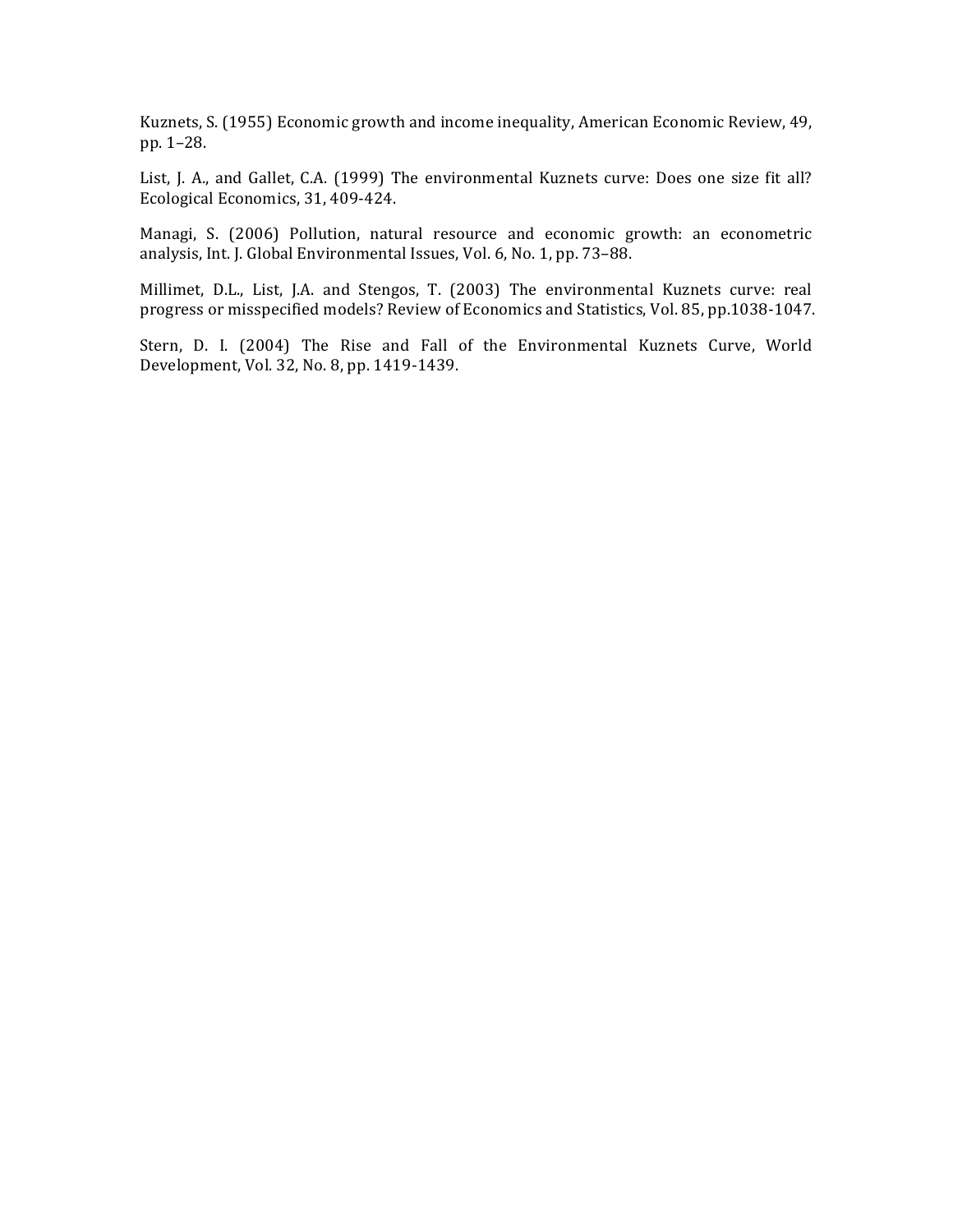Kuznets, S. (1955) Economic growth and income inequality, American Economic Review, 49, pp. 1–28.

List, J. A., and Gallet, C.A. (1999) The environmental Kuznets curve: Does one size fit all? Ecological Economics, 31, 409-424.

Managi, S. (2006) Pollution, natural resource and economic growth: an econometric analysis, Int. J. Global Environmental Issues, Vol. 6, No. 1, pp. 73–88.

Millimet, D.L., List, J.A. and Stengos, T. (2003) The environmental Kuznets curve: real progress or misspecified models? Review of Economics and Statistics, Vol. 85, pp.1038-1047.

Stern, D. I. (2004) The Rise and Fall of the Environmental Kuznets Curve, World Development, Vol. 32, No. 8, pp. 1419-1439.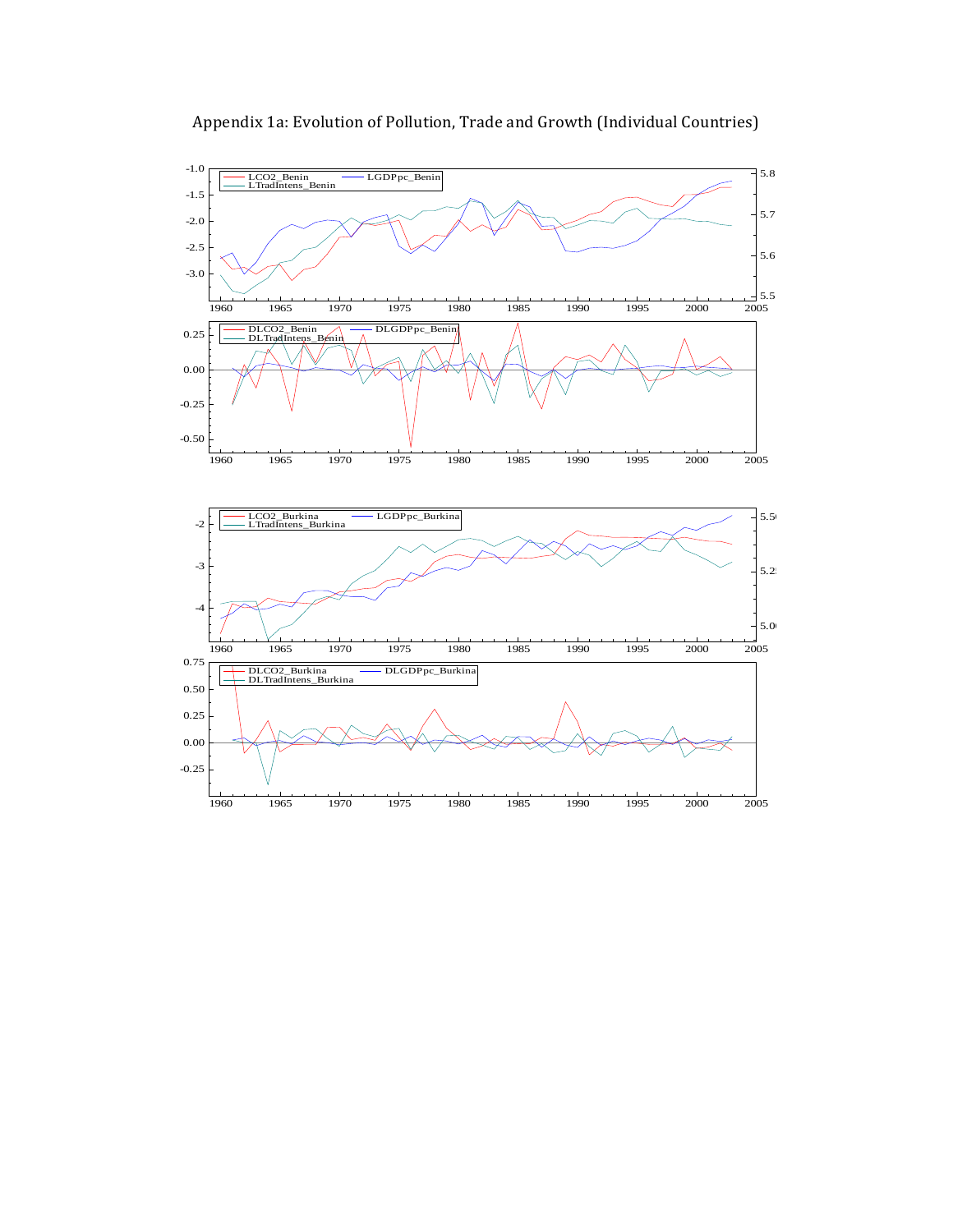Appendix 1a: Evolution of Pollution, Trade and Growth (Individual Countries)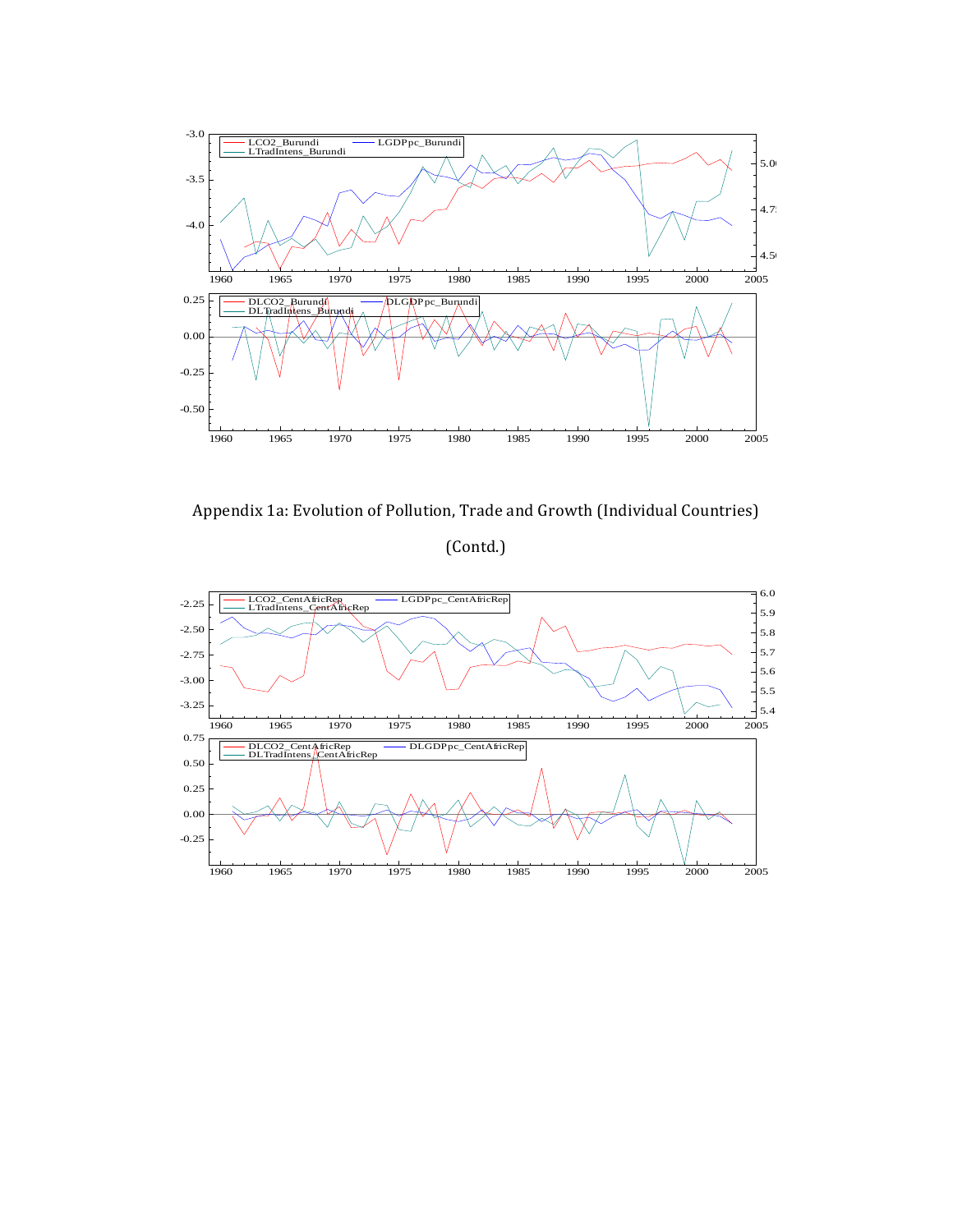Appendix 1a: Evolution of Pollution, Trade and Growth (Individual Countries)

(Contd.)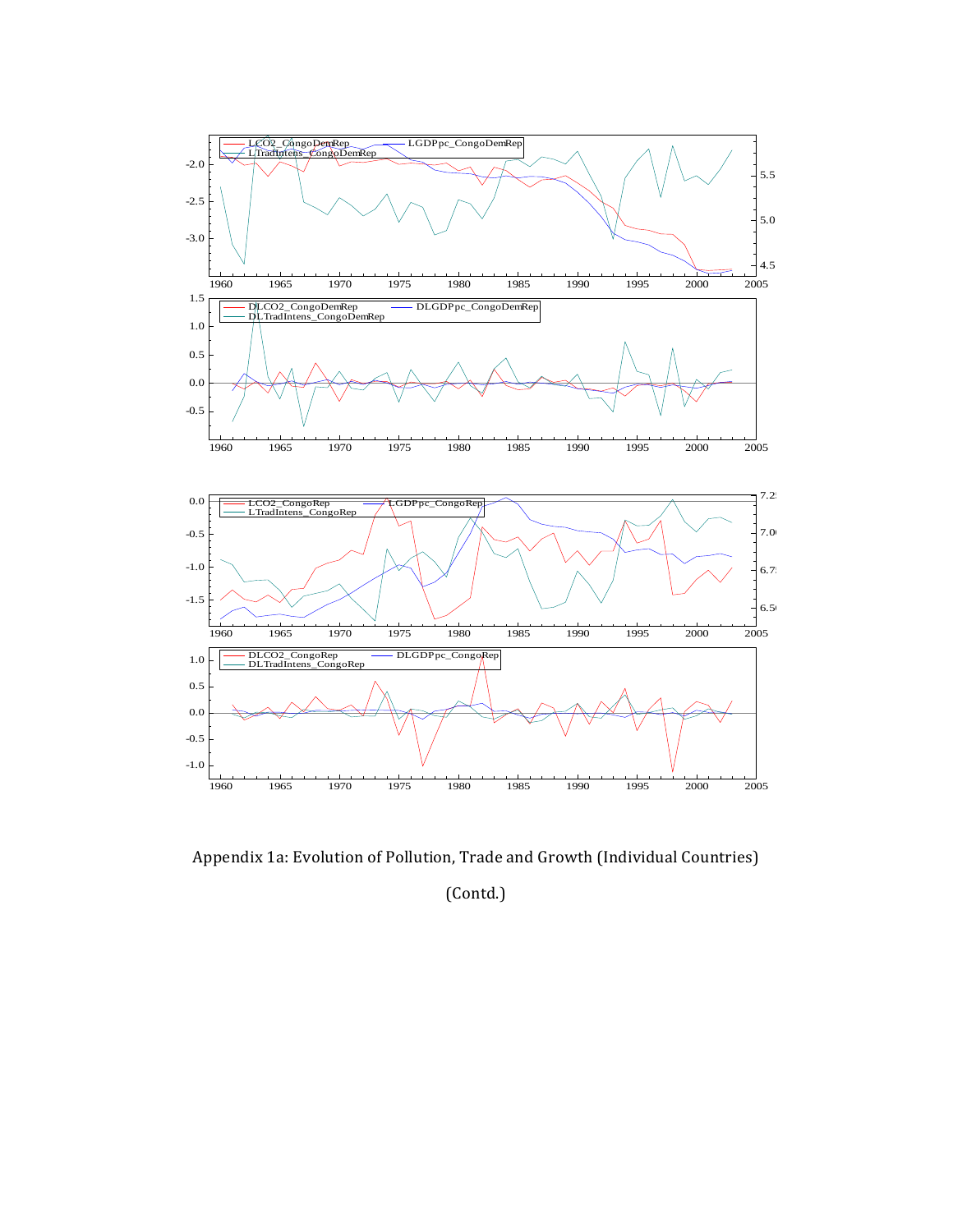Appendix 1a: Evolution of Pollution, Trade and Growth (Individual Countries)

(Contd.)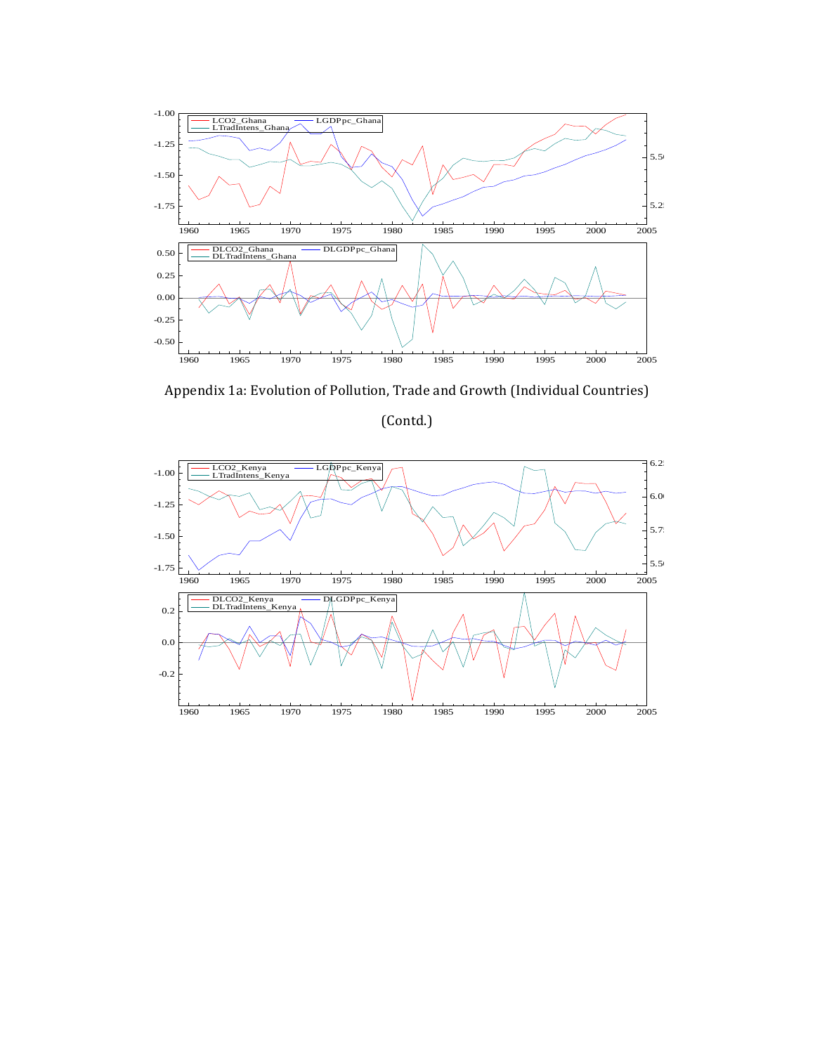Appendix 1a: Evolution of Pollution, Trade and Growth (Individual Countries)

(Contd.)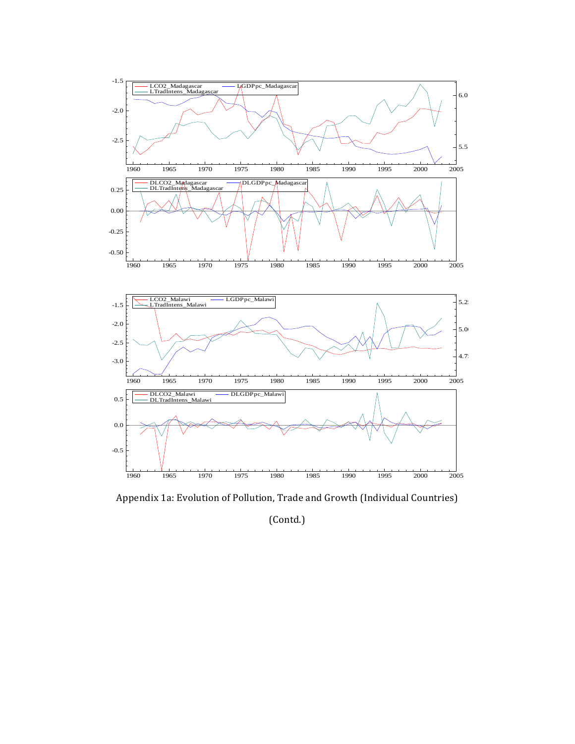Appendix 1a: Evolution of Pollution, Trade and Growth (Individual Countries)

(Contd.)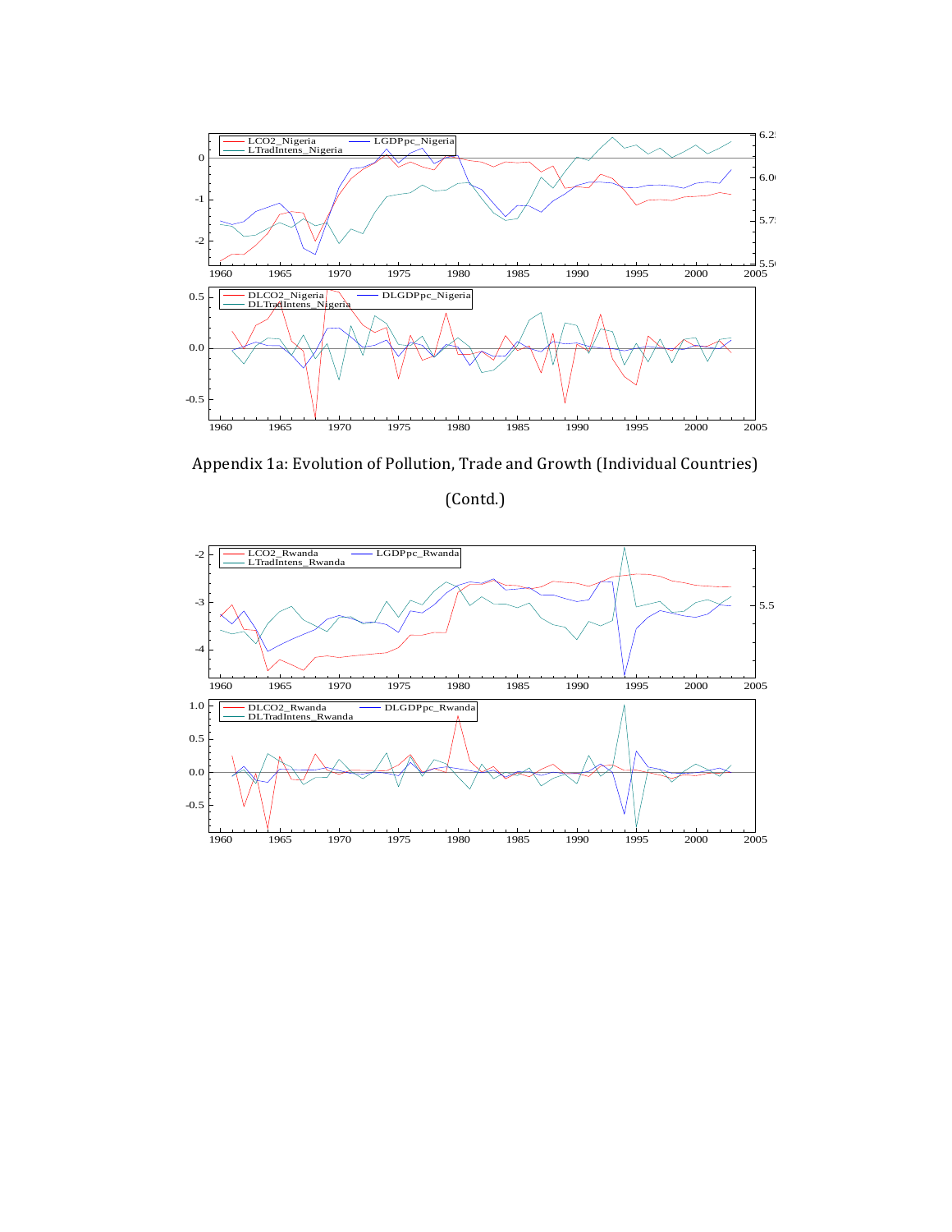Appendix 1a: Evolution of Pollution, Trade and Growth (Individual Countries)

(Contd.)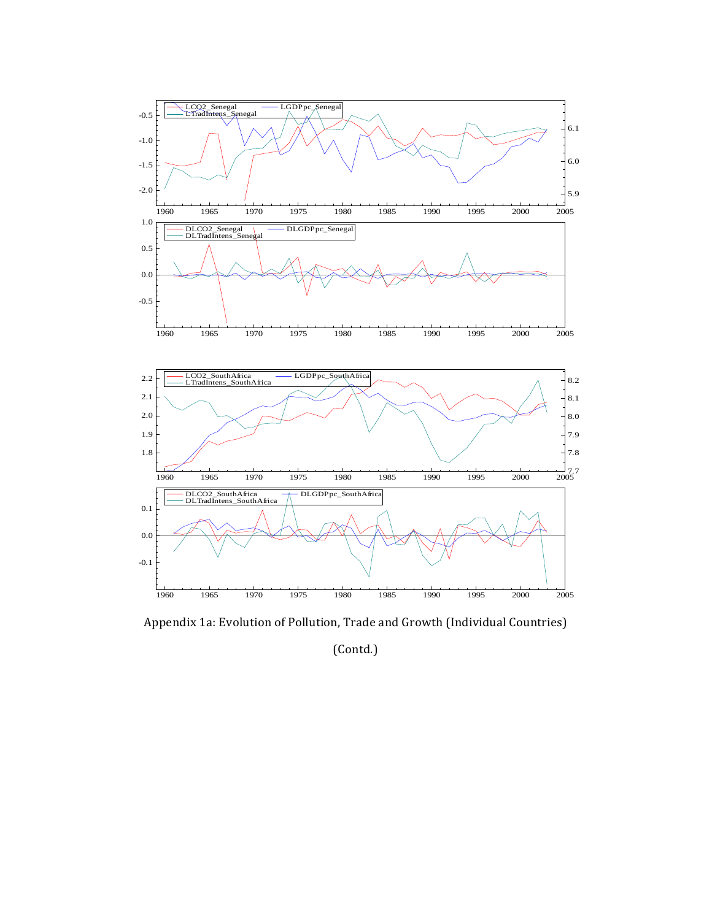Appendix 1a: Evolution of Pollution, Trade and Growth (Individual Countries)

(Contd.)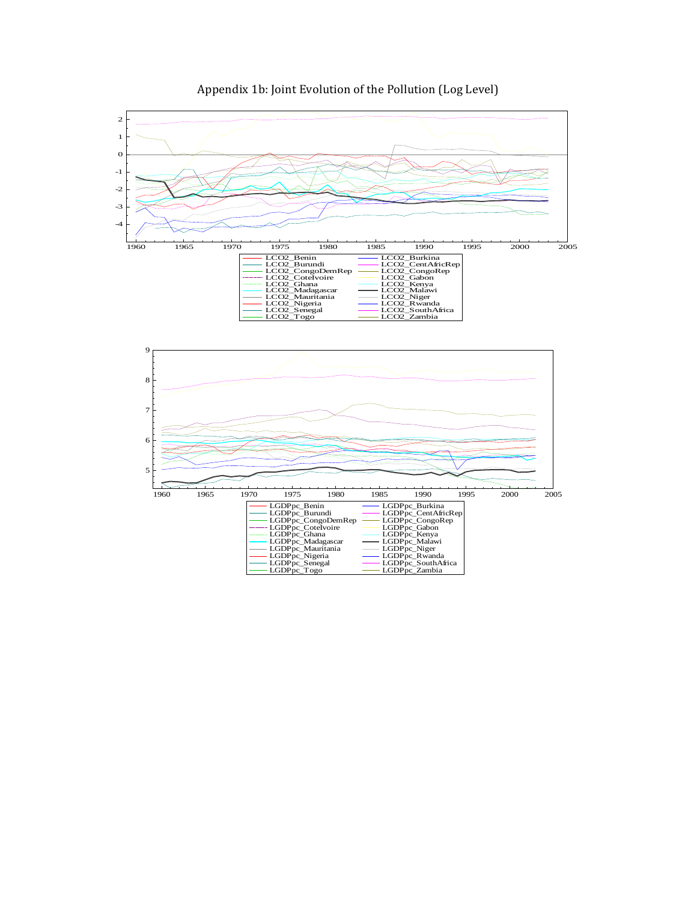Appendix 1b: Joint Evolution of the Pollution (Log Level)

LCO2_Benin, LCO2_Burkina, LCO2_Burundi, LCO2_CentAfricRep, LCO2_CongoDemRep, LCO2_CongoRep, LCO2_CoteIvoire, LCO2_Gabon, LCO2_Ghana, LCO2_Kenya, LCO2_Madagascar, LCO2_Malawi, LCO2_Mauritania, LCO2_Niger, LCO2_Nigeria, LCO2_Rwanda, LCO2_Senegal, LCO2_SouthAfrica, LCO2_Togo, LCO2_Zambia

LGDPpc_Benin, LGDPpc_Burkina, LGDPpc_Burundi, LGDPpc_CentAfricRep, LGDPpc_CongoDemRep, LGDPpc_CongoRep, LGDPpc_CoteIvoire, LGDPpc_Gabon, LGDPpc_Ghana, LGDPpc_Kenya, LGDPpc_Madagascar, LGDPpc_Malawi, LGDPpc_Mauritania, LGDPpc_Niger, LGDPpc_Nigeria, LGDPpc_Rwanda, LGDPpc_Senegal, LGDPpc_SouthAfrica, LGDPpc_Togo, LGDPpc_Zambia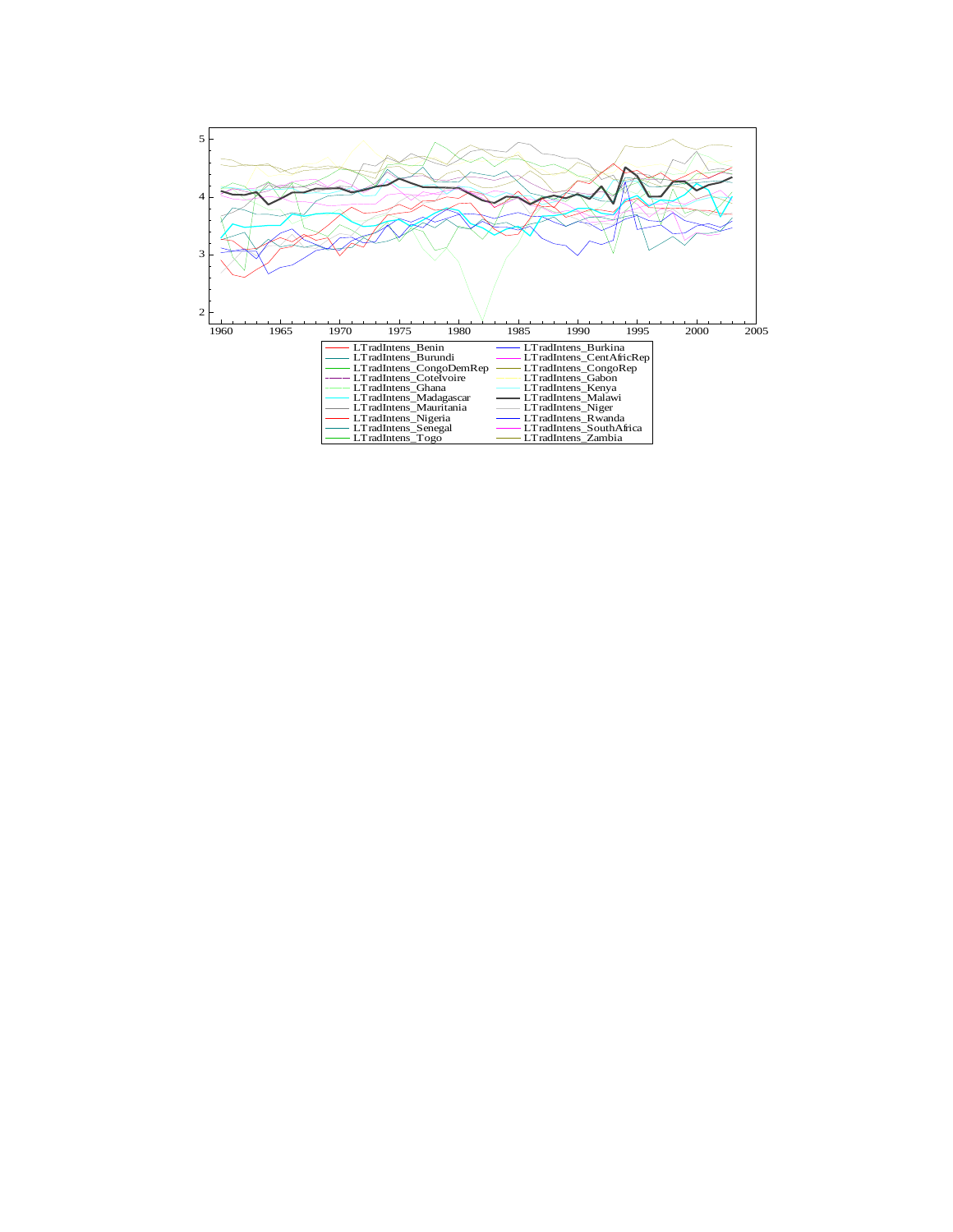LTradIntens_Benin
LTradIntens_Burkina
LTradIntens_Burundi
LTradIntens_CentAfricRep
LTradIntens_CongoDemRep
LTradIntens_CongoRep
LTradIntens_CoteIvoire
LTradIntens_Gabon
LTradIntens_Ghana
LTradIntens_Kenya
LTradIntens_Madagascar
LTradIntens_Malawi
LTradIntens_Mauritania
LTradIntens_Niger
LTradIntens_Nigeria
LTradIntens_Rwanda
LTradIntens_Senegal
LTradIntens_SouthAfrica
LTradIntens_Togo
LTradIntens_Zambia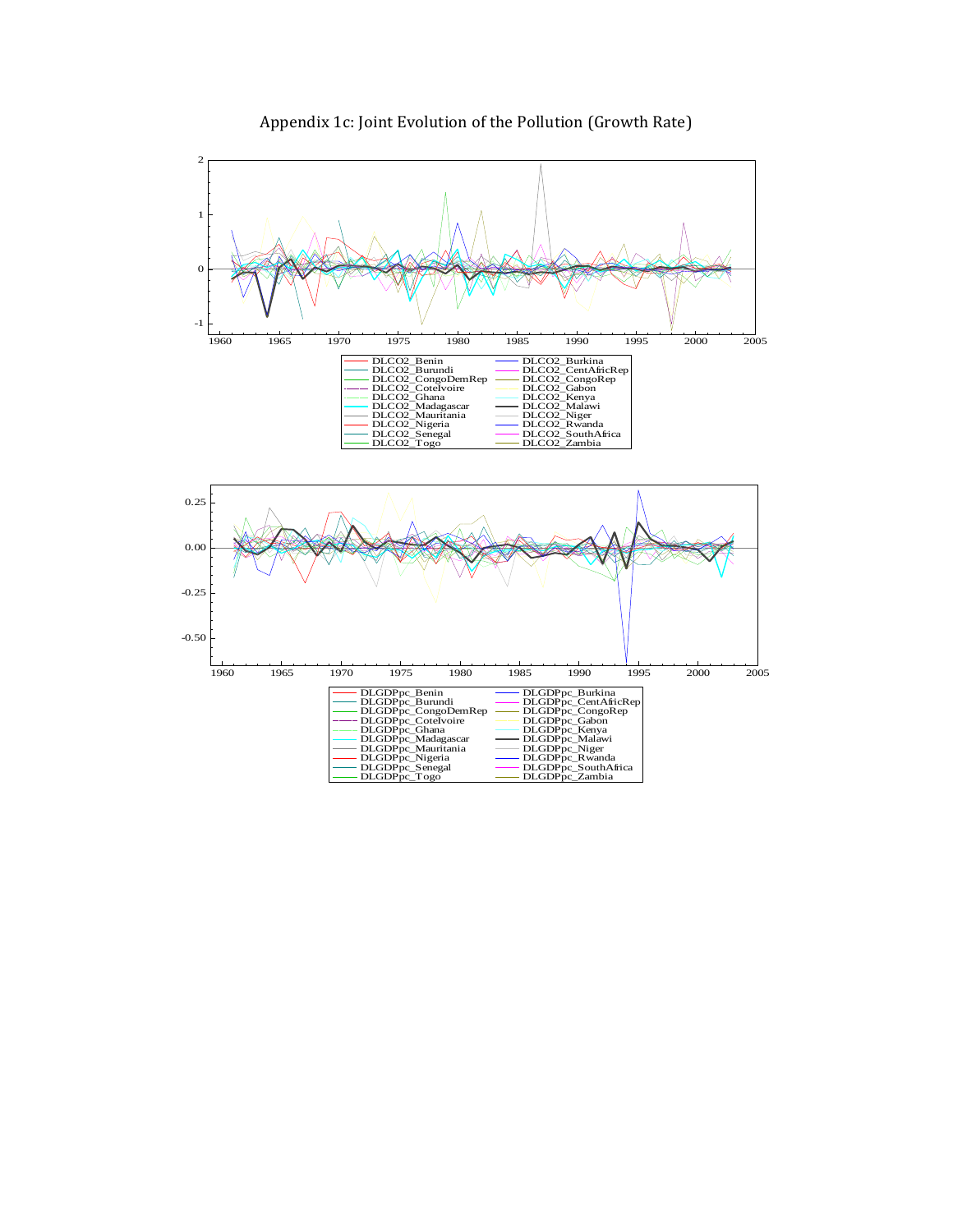Appendix 1c: Joint Evolution of the Pollution (Growth Rate)

| | |
|---|---|
| DLCO2_Benin | DLCO2_Burkina |
| DLCO2_Burundi | DLCO2_CentAfricRep |
| DLCO2_CongoDemRep | DLCO2_CongoRep |
| DLCO2_CoteIvoire | DLCO2_Gabon |
| DLCO2_Ghana | DLCO2_Kenya |
| DLCO2_Madagascar | DLCO2_Malawi |
| DLCO2_Mauritania | DLCO2_Niger |
| DLCO2_Nigeria | DLCO2_Rwanda |
| DLCO2_Senegal | DLCO2_SouthAfrica |
| DLCO2_Togo | DLCO2_Zambia |

| | |
|---|---|
| DLGDPpc_Benin | DLGDPpc_Burkina |
| DLGDPpc_Burundi | DLGDPpc_CentAfricRep |
| DLGDPpc_CongoDemRep | DLGDPpc_CongoRep |
| DLGDPpc_CoteIvoire | DLGDPpc_Gabon |
| DLGDPpc_Ghana | DLGDPpc_Kenya |
| DLGDPpc_Madagascar | DLGDPpc_Malawi |
| DLGDPpc_Mauritania | DLGDPpc_Niger |
| DLGDPpc_Nigeria | DLGDPpc_Rwanda |
| DLGDPpc_Senegal | DLGDPpc_SouthAfrica |
| DLGDPpc_Togo | DLGDPpc_Zambia |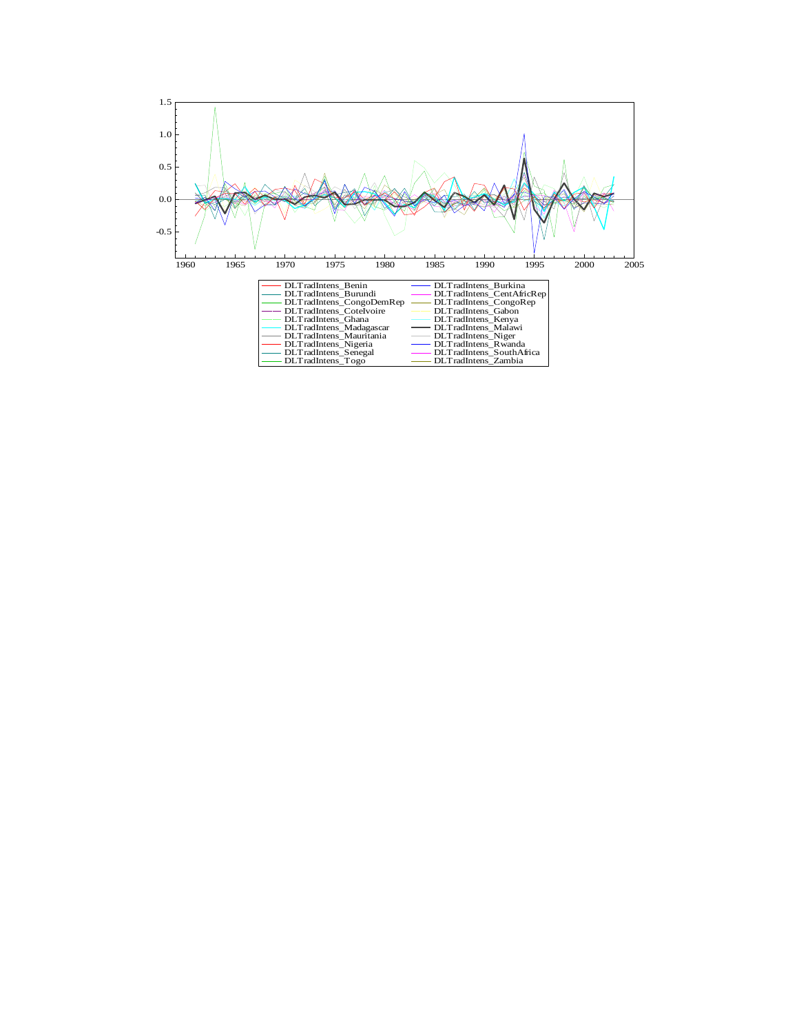| | |
|---|---|
| DLTradIntens_Benin | DLTradIntens_Burkina |
| DLTradIntens_Burundi | DLTradIntens_CentAfricRep |
| DLTradIntens_CongoDemRep | DLTradIntens_CongoRep |
| DLTradIntens_CoteIvoire | DLTradIntens_Gabon |
| DLTradIntens_Ghana | DLTradIntens_Kenya |
| DLTradIntens_Madagascar | DLTradIntens_Malawi |
| DLTradIntens_Mauritania | DLTradIntens_Niger |
| DLTradIntens_Nigeria | DLTradIntens_Rwanda |
| DLTradIntens_Senegal | DLTradIntens_SouthAfrica |
| DLTradIntens_Togo | DLTradIntens_Zambia |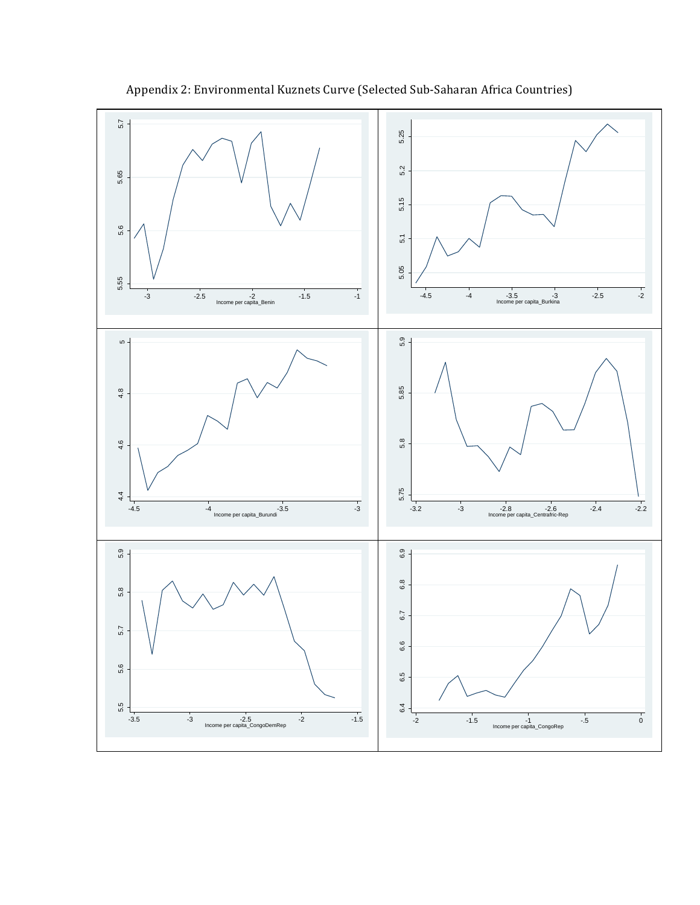Appendix 2: Environmental Kuznets Curve (Selected Sub-Saharan Africa Countries)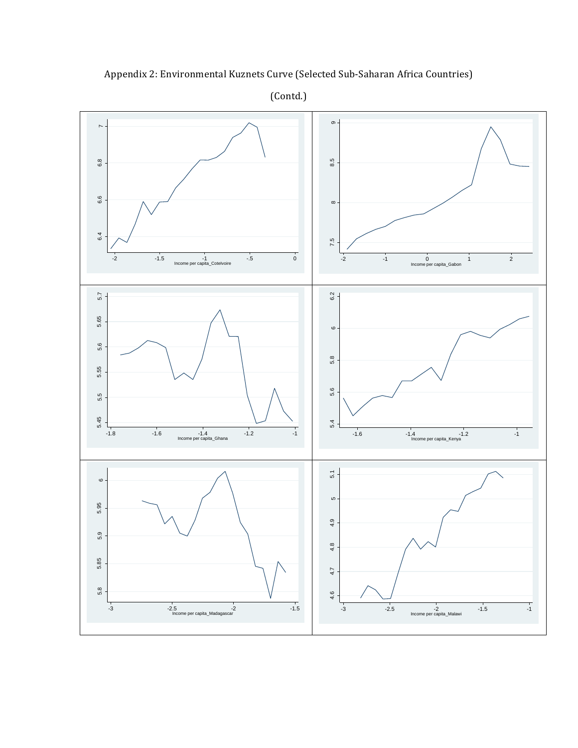Appendix 2: Environmental Kuznets Curve (Selected Sub-Saharan Africa Countries)

(Contd.)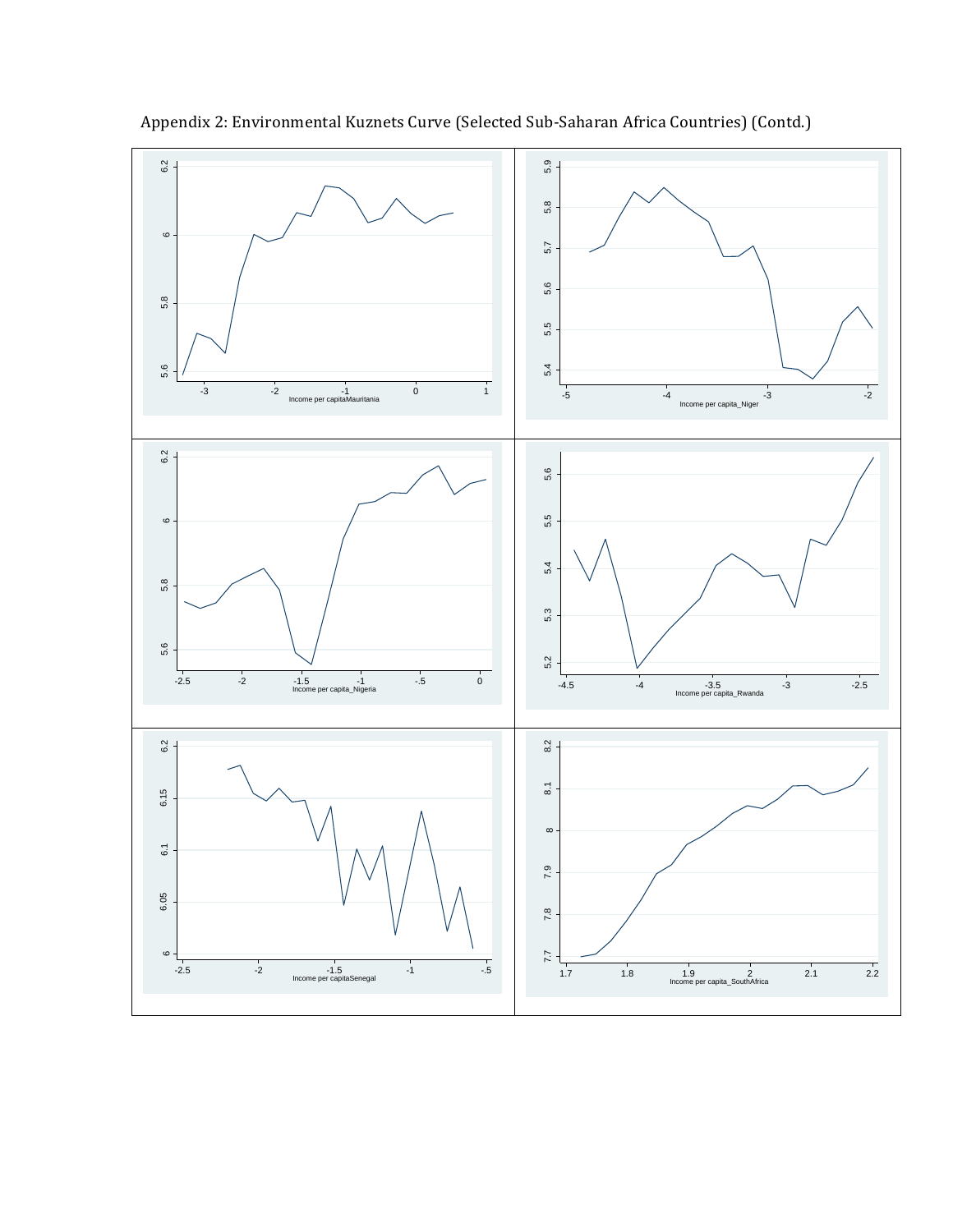Appendix 2: Environmental Kuznets Curve (Selected Sub-Saharan Africa Countries) (Contd.)

Income per capitaMauritania

Income per capita_Niger

Income per capita_Nigeria

Income per capita_Rwanda

Income per capitaSenegal

Income per capita_SouthAfrica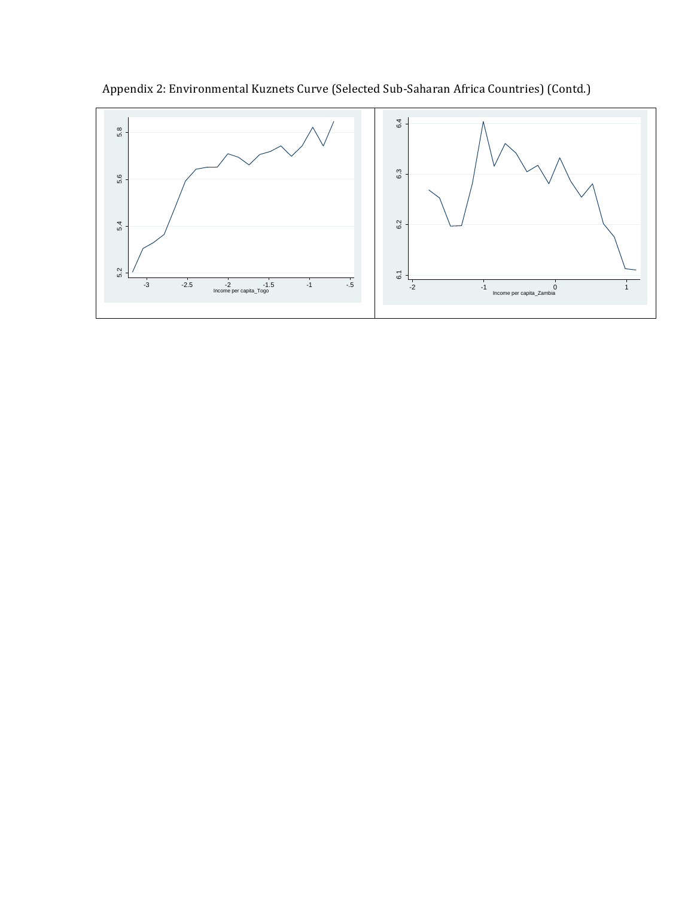Appendix 2: Environmental Kuznets Curve (Selected Sub-Saharan Africa Countries) (Contd.)

5.8
5.6
5.4
5.2
-3
-2.5
-2
-1.5
-1
-.5
Income per capita_Togo

6.4
6.3
6.2
6.1
-2
-1
0
1
Income per capita_Zambia